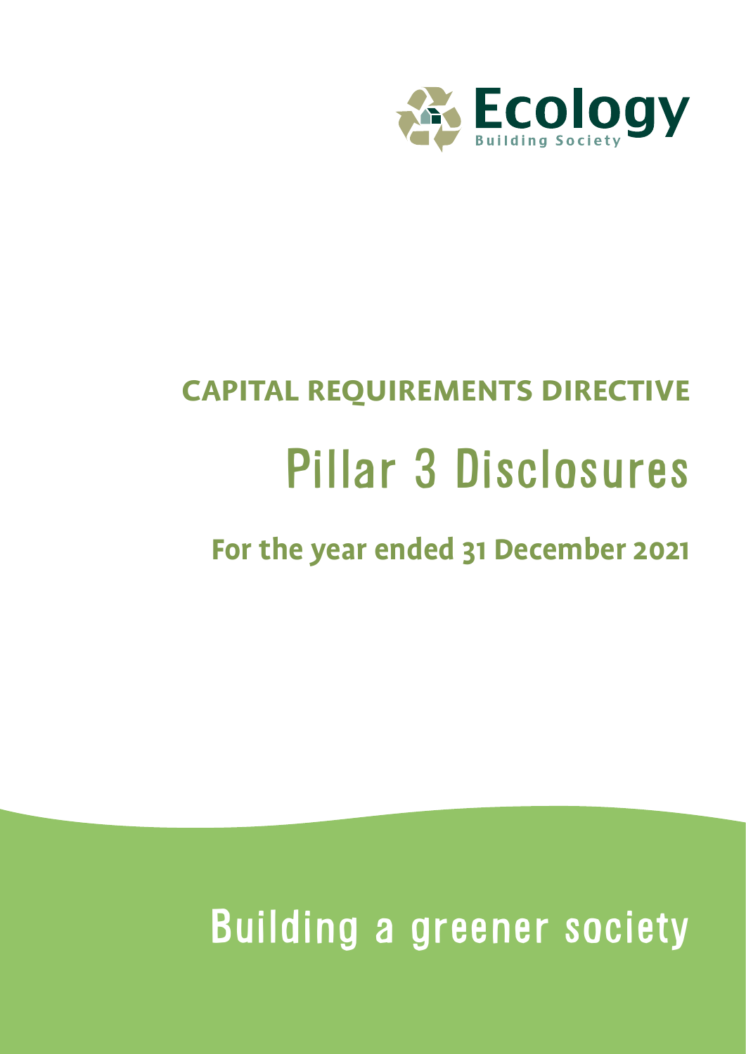Ecology

Building Society

# CAPITAL REQUIREMENTS DIRECTIVE

# Pillar 3 Disclosures

## For the year ended 31 December 2021

Building a greener society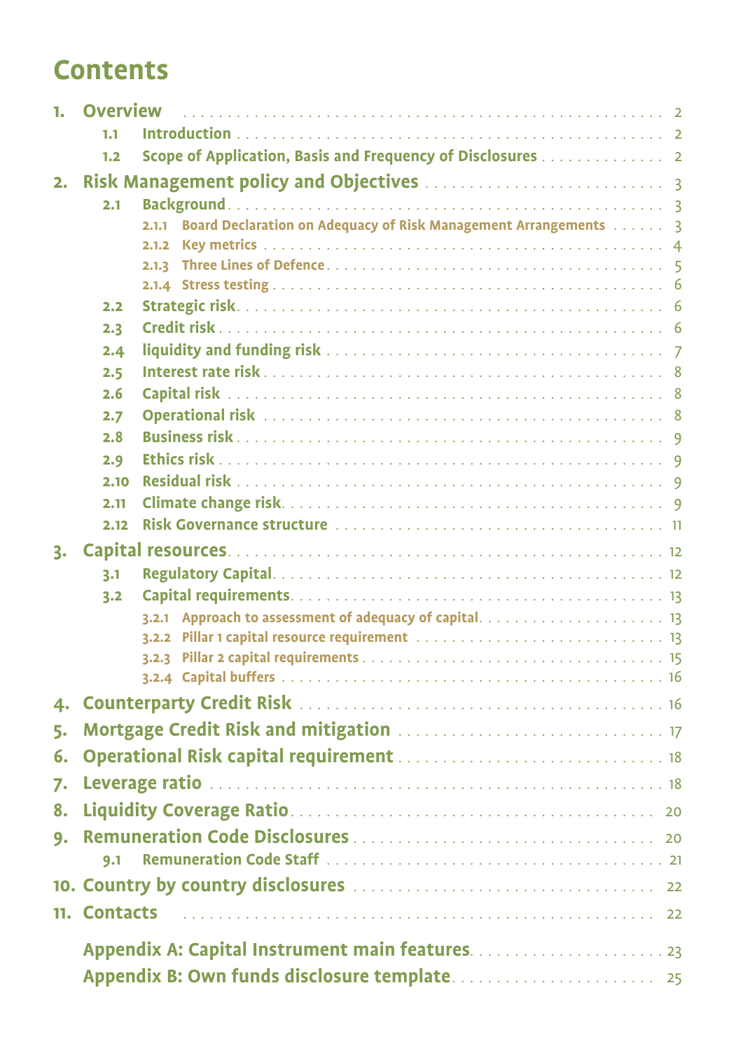# Contents

1. **Overview** . . . . . . . . . . 2
   - 1.1 Introduction . . . . . . . . . . 2
   - 1.2 Scope of Application, Basis and Frequency of Disclosures . . . . . . . . . . 2
2. **Risk Management policy and Objectives** . . . . . . . . . . 3
   - 2.1 Background . . . . . . . . . . 3
     - 2.1.1 Board Declaration on Adequacy of Risk Management Arrangements . . . . . . . . . . 3
     - 2.1.2 Key metrics . . . . . . . . . . 4
     - 2.1.3 Three Lines of Defence . . . . . . . . . . 5
     - 2.1.4 Stress testing . . . . . . . . . . 6
   - 2.2 Strategic risk . . . . . . . . . . 6
   - 2.3 Credit risk . . . . . . . . . . 6
   - 2.4 liquidity and funding risk . . . . . . . . . . 7
   - 2.5 Interest rate risk . . . . . . . . . . 8
   - 2.6 Capital risk . . . . . . . . . . 8
   - 2.7 Operational risk . . . . . . . . . . 8
   - 2.8 Business risk . . . . . . . . . . 9
   - 2.9 Ethics risk . . . . . . . . . . 9
   - 2.10 Residual risk . . . . . . . . . . 9
   - 2.11 Climate change risk . . . . . . . . . . 9
   - 2.12 Risk Governance structure . . . . . . . . . . 11
3. **Capital resources** . . . . . . . . . . 12
   - 3.1 Regulatory Capital . . . . . . . . . . 12
   - 3.2 Capital requirements . . . . . . . . . . 13
     - 3.2.1 Approach to assessment of adequacy of capital . . . . . . . . . . 13
     - 3.2.2 Pillar 1 capital resource requirement . . . . . . . . . . 13
     - 3.2.3 Pillar 2 capital requirements . . . . . . . . . . 15
     - 3.2.4 Capital buffers . . . . . . . . . . 16
4. **Counterparty Credit Risk** . . . . . . . . . . 16
5. **Mortgage Credit Risk and mitigation** . . . . . . . . . . 17
6. **Operational Risk capital requirement** . . . . . . . . . . 18
7. **Leverage ratio** . . . . . . . . . . 18
8. **Liquidity Coverage Ratio** . . . . . . . . . . 20
9. **Remuneration Code Disclosures** . . . . . . . . . . 20
   - 9.1 Remuneration Code Staff . . . . . . . . . . 21
10. **Country by country disclosures** . . . . . . . . . . 22
11. **Contacts** . . . . . . . . . . 22

**Appendix A: Capital Instrument main features** . . . . . . . . . . 23

**Appendix B: Own funds disclosure template** . . . . . . . . . . 25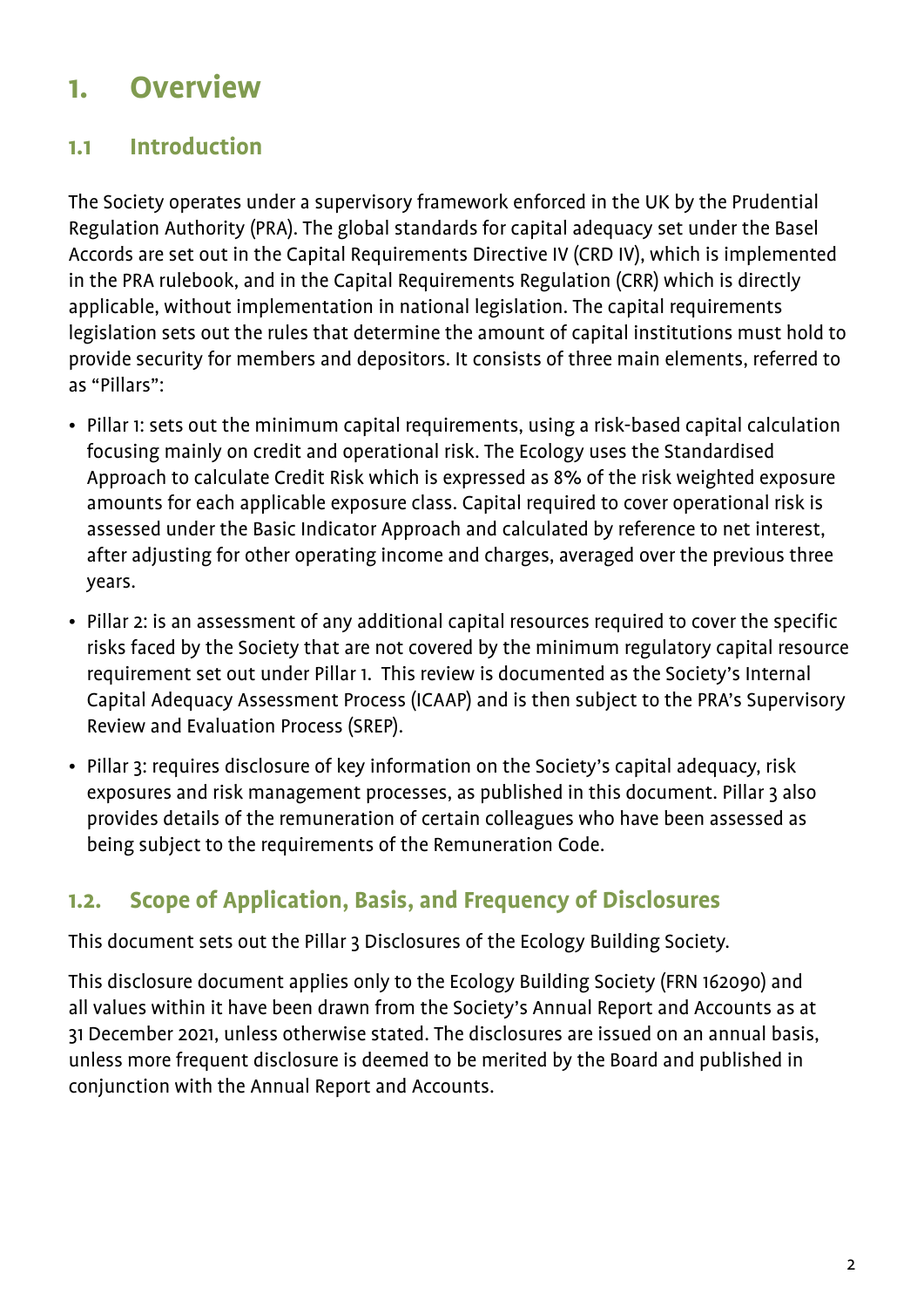# 1. Overview

## 1.1 Introduction

The Society operates under a supervisory framework enforced in the UK by the Prudential Regulation Authority (PRA). The global standards for capital adequacy set under the Basel Accords are set out in the Capital Requirements Directive IV (CRD IV), which is implemented in the PRA rulebook, and in the Capital Requirements Regulation (CRR) which is directly applicable, without implementation in national legislation. The capital requirements legislation sets out the rules that determine the amount of capital institutions must hold to provide security for members and depositors. It consists of three main elements, referred to as "Pillars":

- Pillar 1: sets out the minimum capital requirements, using a risk-based capital calculation focusing mainly on credit and operational risk. The Ecology uses the Standardised Approach to calculate Credit Risk which is expressed as 8% of the risk weighted exposure amounts for each applicable exposure class. Capital required to cover operational risk is assessed under the Basic Indicator Approach and calculated by reference to net interest, after adjusting for other operating income and charges, averaged over the previous three years.
- Pillar 2: is an assessment of any additional capital resources required to cover the specific risks faced by the Society that are not covered by the minimum regulatory capital resource requirement set out under Pillar 1. This review is documented as the Society's Internal Capital Adequacy Assessment Process (ICAAP) and is then subject to the PRA's Supervisory Review and Evaluation Process (SREP).
- Pillar 3: requires disclosure of key information on the Society's capital adequacy, risk exposures and risk management processes, as published in this document. Pillar 3 also provides details of the remuneration of certain colleagues who have been assessed as being subject to the requirements of the Remuneration Code.

## 1.2. Scope of Application, Basis, and Frequency of Disclosures

This document sets out the Pillar 3 Disclosures of the Ecology Building Society.

This disclosure document applies only to the Ecology Building Society (FRN 162090) and all values within it have been drawn from the Society's Annual Report and Accounts as at 31 December 2021, unless otherwise stated. The disclosures are issued on an annual basis, unless more frequent disclosure is deemed to be merited by the Board and published in conjunction with the Annual Report and Accounts.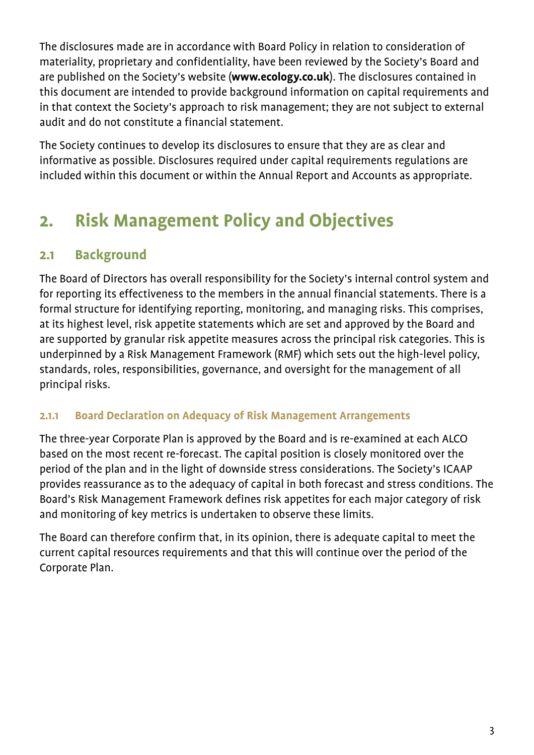The disclosures made are in accordance with Board Policy in relation to consideration of materiality, proprietary and confidentiality, have been reviewed by the Society's Board and are published on the Society's website (**www.ecology.co.uk**). The disclosures contained in this document are intended to provide background information on capital requirements and in that context the Society's approach to risk management; they are not subject to external audit and do not constitute a financial statement.

The Society continues to develop its disclosures to ensure that they are as clear and informative as possible. Disclosures required under capital requirements regulations are included within this document or within the Annual Report and Accounts as appropriate.

# 2. Risk Management Policy and Objectives

## 2.1 Background

The Board of Directors has overall responsibility for the Society's internal control system and for reporting its effectiveness to the members in the annual financial statements. There is a formal structure for identifying reporting, monitoring, and managing risks. This comprises, at its highest level, risk appetite statements which are set and approved by the Board and are supported by granular risk appetite measures across the principal risk categories. This is underpinned by a Risk Management Framework (RMF) which sets out the high-level policy, standards, roles, responsibilities, governance, and oversight for the management of all principal risks.

### 2.1.1 Board Declaration on Adequacy of Risk Management Arrangements

The three-year Corporate Plan is approved by the Board and is re-examined at each ALCO based on the most recent re-forecast. The capital position is closely monitored over the period of the plan and in the light of downside stress considerations. The Society's ICAAP provides reassurance as to the adequacy of capital in both forecast and stress conditions. The Board's Risk Management Framework defines risk appetites for each major category of risk and monitoring of key metrics is undertaken to observe these limits.

The Board can therefore confirm that, in its opinion, there is adequate capital to meet the current capital resources requirements and that this will continue over the period of the Corporate Plan.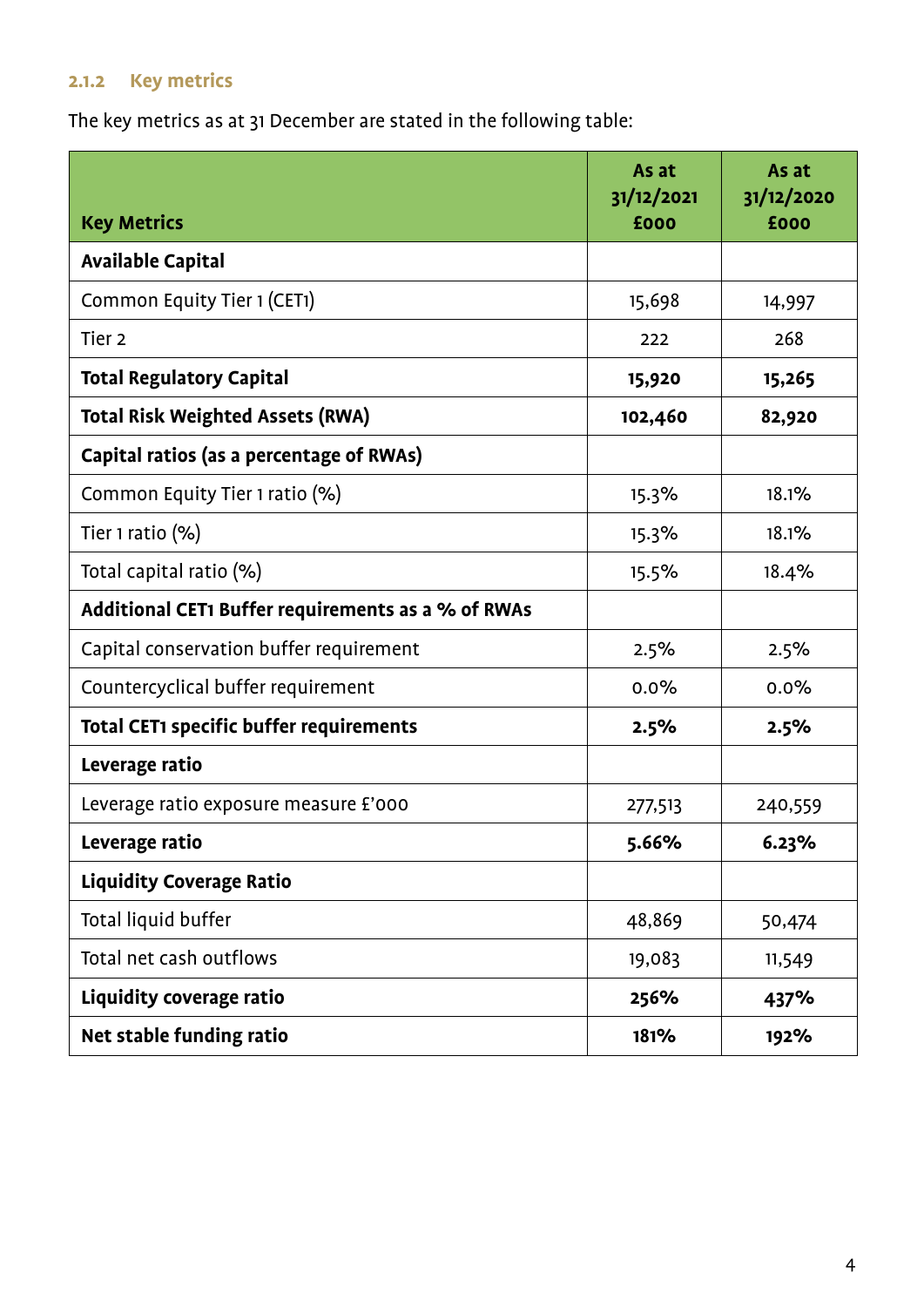### 2.1.2 Key metrics

The key metrics as at 31 December are stated in the following table:

| **Key Metrics** | **As at 31/12/2021 £000** | **As at 31/12/2020 £000** |
|---|---|---|
| **Available Capital** | | |
| Common Equity Tier 1 (CET1) | 15,698 | 14,997 |
| Tier 2 | 222 | 268 |
| **Total Regulatory Capital** | **15,920** | **15,265** |
| **Total Risk Weighted Assets (RWA)** | **102,460** | **82,920** |
| **Capital ratios (as a percentage of RWAs)** | | |
| Common Equity Tier 1 ratio (%) | 15.3% | 18.1% |
| Tier 1 ratio (%) | 15.3% | 18.1% |
| Total capital ratio (%) | 15.5% | 18.4% |
| **Additional CET1 Buffer requirements as a % of RWAs** | | |
| Capital conservation buffer requirement | 2.5% | 2.5% |
| Countercyclical buffer requirement | 0.0% | 0.0% |
| **Total CET1 specific buffer requirements** | **2.5%** | **2.5%** |
| **Leverage ratio** | | |
| Leverage ratio exposure measure £'000 | 277,513 | 240,559 |
| **Leverage ratio** | **5.66%** | **6.23%** |
| **Liquidity Coverage Ratio** | | |
| Total liquid buffer | 48,869 | 50,474 |
| Total net cash outflows | 19,083 | 11,549 |
| **Liquidity coverage ratio** | **256%** | **437%** |
| **Net stable funding ratio** | **181%** | **192%** |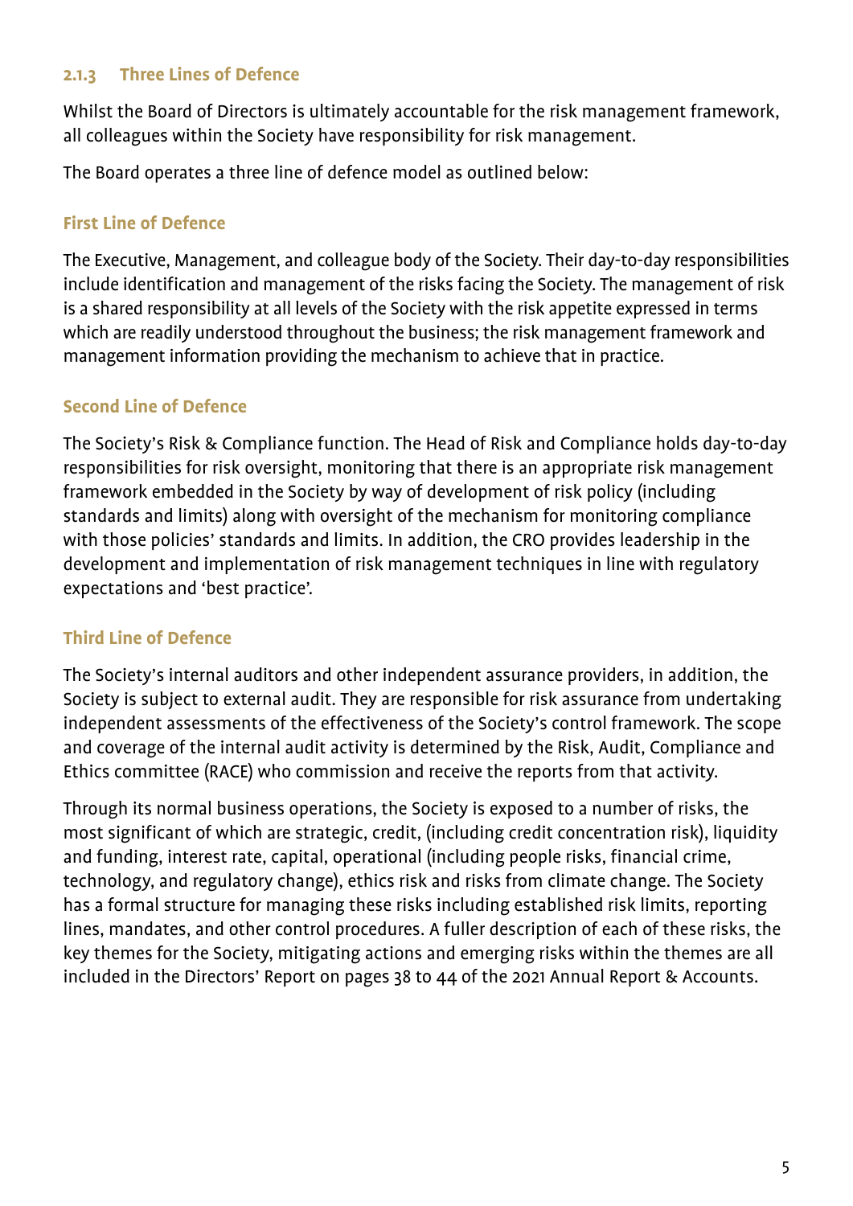### 2.1.3 Three Lines of Defence

Whilst the Board of Directors is ultimately accountable for the risk management framework, all colleagues within the Society have responsibility for risk management.

The Board operates a three line of defence model as outlined below:

#### First Line of Defence

The Executive, Management, and colleague body of the Society. Their day-to-day responsibilities include identification and management of the risks facing the Society. The management of risk is a shared responsibility at all levels of the Society with the risk appetite expressed in terms which are readily understood throughout the business; the risk management framework and management information providing the mechanism to achieve that in practice.

#### Second Line of Defence

The Society's Risk & Compliance function. The Head of Risk and Compliance holds day-to-day responsibilities for risk oversight, monitoring that there is an appropriate risk management framework embedded in the Society by way of development of risk policy (including standards and limits) along with oversight of the mechanism for monitoring compliance with those policies' standards and limits. In addition, the CRO provides leadership in the development and implementation of risk management techniques in line with regulatory expectations and 'best practice'.

#### Third Line of Defence

The Society's internal auditors and other independent assurance providers, in addition, the Society is subject to external audit. They are responsible for risk assurance from undertaking independent assessments of the effectiveness of the Society's control framework. The scope and coverage of the internal audit activity is determined by the Risk, Audit, Compliance and Ethics committee (RACE) who commission and receive the reports from that activity.

Through its normal business operations, the Society is exposed to a number of risks, the most significant of which are strategic, credit, (including credit concentration risk), liquidity and funding, interest rate, capital, operational (including people risks, financial crime, technology, and regulatory change), ethics risk and risks from climate change. The Society has a formal structure for managing these risks including established risk limits, reporting lines, mandates, and other control procedures. A fuller description of each of these risks, the key themes for the Society, mitigating actions and emerging risks within the themes are all included in the Directors' Report on pages 38 to 44 of the 2021 Annual Report & Accounts.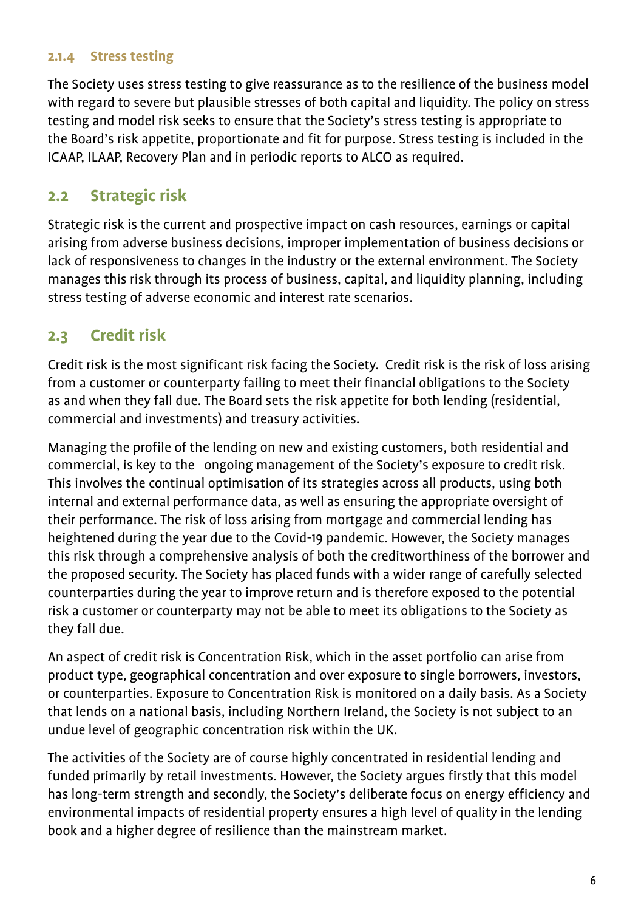#### 2.1.4 Stress testing

The Society uses stress testing to give reassurance as to the resilience of the business model with regard to severe but plausible stresses of both capital and liquidity. The policy on stress testing and model risk seeks to ensure that the Society's stress testing is appropriate to the Board's risk appetite, proportionate and fit for purpose. Stress testing is included in the ICAAP, ILAAP, Recovery Plan and in periodic reports to ALCO as required.

### 2.2 Strategic risk

Strategic risk is the current and prospective impact on cash resources, earnings or capital arising from adverse business decisions, improper implementation of business decisions or lack of responsiveness to changes in the industry or the external environment. The Society manages this risk through its process of business, capital, and liquidity planning, including stress testing of adverse economic and interest rate scenarios.

### 2.3 Credit risk

Credit risk is the most significant risk facing the Society. Credit risk is the risk of loss arising from a customer or counterparty failing to meet their financial obligations to the Society as and when they fall due. The Board sets the risk appetite for both lending (residential, commercial and investments) and treasury activities.

Managing the profile of the lending on new and existing customers, both residential and commercial, is key to the ongoing management of the Society's exposure to credit risk. This involves the continual optimisation of its strategies across all products, using both internal and external performance data, as well as ensuring the appropriate oversight of their performance. The risk of loss arising from mortgage and commercial lending has heightened during the year due to the Covid-19 pandemic. However, the Society manages this risk through a comprehensive analysis of both the creditworthiness of the borrower and the proposed security. The Society has placed funds with a wider range of carefully selected counterparties during the year to improve return and is therefore exposed to the potential risk a customer or counterparty may not be able to meet its obligations to the Society as they fall due.

An aspect of credit risk is Concentration Risk, which in the asset portfolio can arise from product type, geographical concentration and over exposure to single borrowers, investors, or counterparties. Exposure to Concentration Risk is monitored on a daily basis. As a Society that lends on a national basis, including Northern Ireland, the Society is not subject to an undue level of geographic concentration risk within the UK.

The activities of the Society are of course highly concentrated in residential lending and funded primarily by retail investments. However, the Society argues firstly that this model has long-term strength and secondly, the Society's deliberate focus on energy efficiency and environmental impacts of residential property ensures a high level of quality in the lending book and a higher degree of resilience than the mainstream market.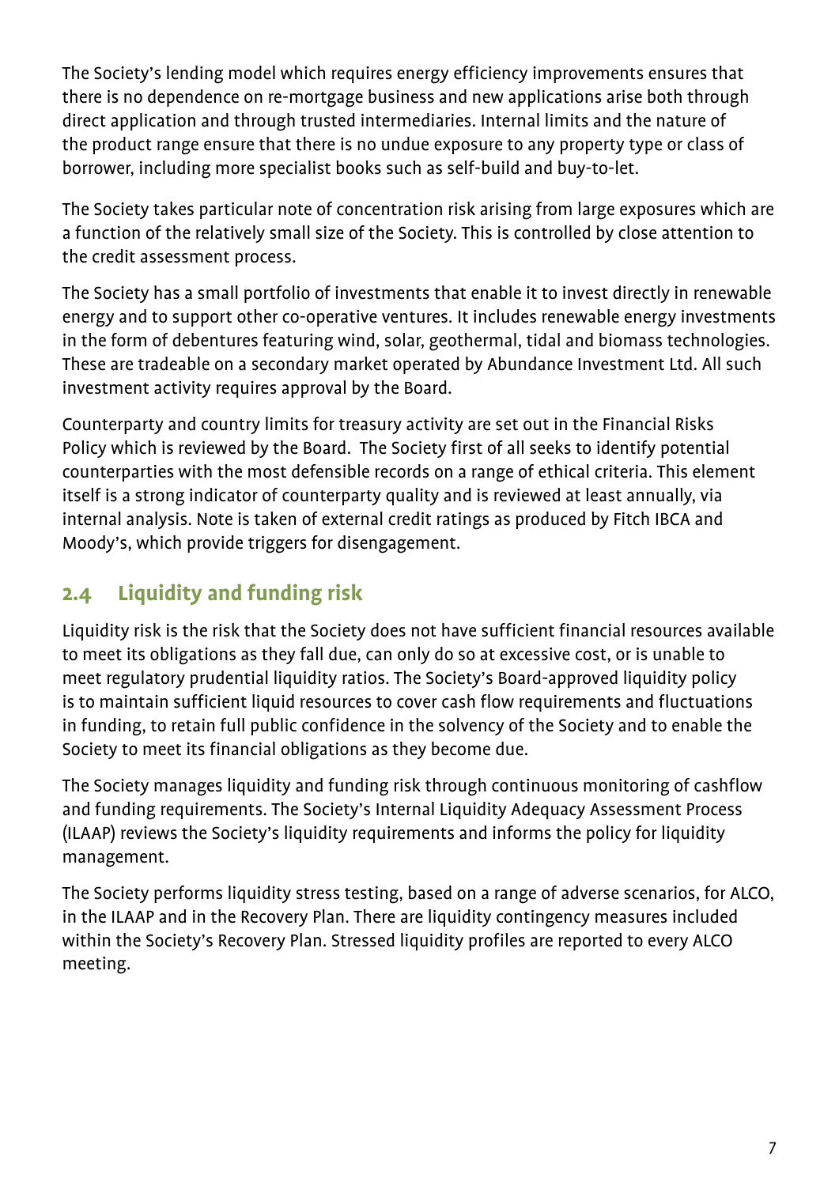The Society's lending model which requires energy efficiency improvements ensures that there is no dependence on re-mortgage business and new applications arise both through direct application and through trusted intermediaries. Internal limits and the nature of the product range ensure that there is no undue exposure to any property type or class of borrower, including more specialist books such as self-build and buy-to-let.

The Society takes particular note of concentration risk arising from large exposures which are a function of the relatively small size of the Society. This is controlled by close attention to the credit assessment process.

The Society has a small portfolio of investments that enable it to invest directly in renewable energy and to support other co-operative ventures. It includes renewable energy investments in the form of debentures featuring wind, solar, geothermal, tidal and biomass technologies. These are tradeable on a secondary market operated by Abundance Investment Ltd. All such investment activity requires approval by the Board.

Counterparty and country limits for treasury activity are set out in the Financial Risks Policy which is reviewed by the Board. The Society first of all seeks to identify potential counterparties with the most defensible records on a range of ethical criteria. This element itself is a strong indicator of counterparty quality and is reviewed at least annually, via internal analysis. Note is taken of external credit ratings as produced by Fitch IBCA and Moody's, which provide triggers for disengagement.

## 2.4 Liquidity and funding risk

Liquidity risk is the risk that the Society does not have sufficient financial resources available to meet its obligations as they fall due, can only do so at excessive cost, or is unable to meet regulatory prudential liquidity ratios. The Society's Board-approved liquidity policy is to maintain sufficient liquid resources to cover cash flow requirements and fluctuations in funding, to retain full public confidence in the solvency of the Society and to enable the Society to meet its financial obligations as they become due.

The Society manages liquidity and funding risk through continuous monitoring of cashflow and funding requirements. The Society's Internal Liquidity Adequacy Assessment Process (ILAAP) reviews the Society's liquidity requirements and informs the policy for liquidity management.

The Society performs liquidity stress testing, based on a range of adverse scenarios, for ALCO, in the ILAAP and in the Recovery Plan. There are liquidity contingency measures included within the Society's Recovery Plan. Stressed liquidity profiles are reported to every ALCO meeting.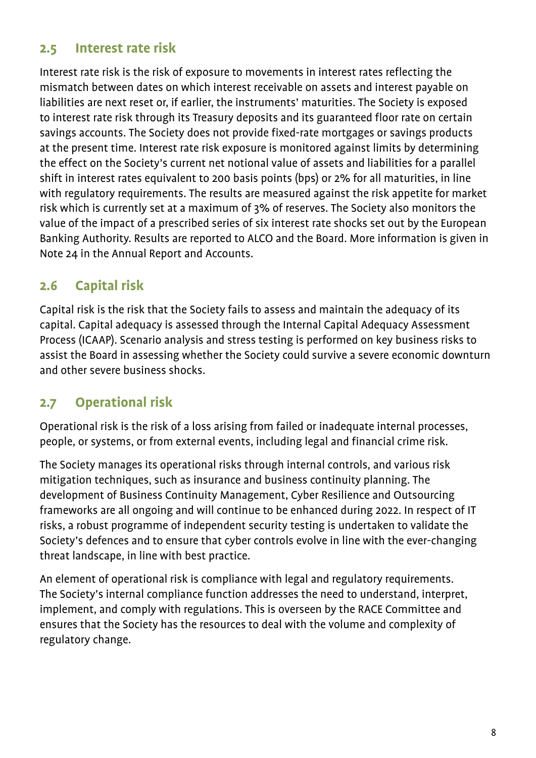## 2.5 Interest rate risk

Interest rate risk is the risk of exposure to movements in interest rates reflecting the mismatch between dates on which interest receivable on assets and interest payable on liabilities are next reset or, if earlier, the instruments' maturities. The Society is exposed to interest rate risk through its Treasury deposits and its guaranteed floor rate on certain savings accounts. The Society does not provide fixed-rate mortgages or savings products at the present time. Interest rate risk exposure is monitored against limits by determining the effect on the Society's current net notional value of assets and liabilities for a parallel shift in interest rates equivalent to 200 basis points (bps) or 2% for all maturities, in line with regulatory requirements. The results are measured against the risk appetite for market risk which is currently set at a maximum of 3% of reserves. The Society also monitors the value of the impact of a prescribed series of six interest rate shocks set out by the European Banking Authority. Results are reported to ALCO and the Board. More information is given in Note 24 in the Annual Report and Accounts.

## 2.6 Capital risk

Capital risk is the risk that the Society fails to assess and maintain the adequacy of its capital. Capital adequacy is assessed through the Internal Capital Adequacy Assessment Process (ICAAP). Scenario analysis and stress testing is performed on key business risks to assist the Board in assessing whether the Society could survive a severe economic downturn and other severe business shocks.

## 2.7 Operational risk

Operational risk is the risk of a loss arising from failed or inadequate internal processes, people, or systems, or from external events, including legal and financial crime risk.

The Society manages its operational risks through internal controls, and various risk mitigation techniques, such as insurance and business continuity planning. The development of Business Continuity Management, Cyber Resilience and Outsourcing frameworks are all ongoing and will continue to be enhanced during 2022. In respect of IT risks, a robust programme of independent security testing is undertaken to validate the Society's defences and to ensure that cyber controls evolve in line with the ever-changing threat landscape, in line with best practice.

An element of operational risk is compliance with legal and regulatory requirements. The Society's internal compliance function addresses the need to understand, interpret, implement, and comply with regulations. This is overseen by the RACE Committee and ensures that the Society has the resources to deal with the volume and complexity of regulatory change.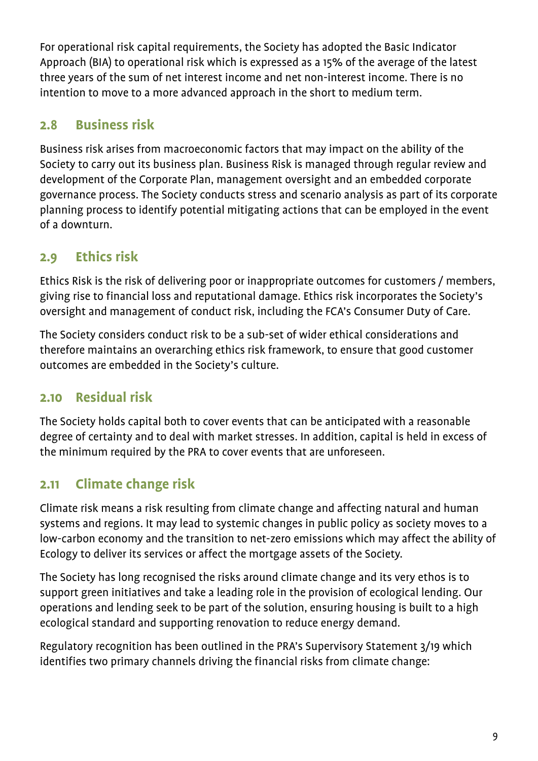For operational risk capital requirements, the Society has adopted the Basic Indicator Approach (BIA) to operational risk which is expressed as a 15% of the average of the latest three years of the sum of net interest income and net non-interest income. There is no intention to move to a more advanced approach in the short to medium term.

## 2.8 Business risk

Business risk arises from macroeconomic factors that may impact on the ability of the Society to carry out its business plan. Business Risk is managed through regular review and development of the Corporate Plan, management oversight and an embedded corporate governance process. The Society conducts stress and scenario analysis as part of its corporate planning process to identify potential mitigating actions that can be employed in the event of a downturn.

## 2.9 Ethics risk

Ethics Risk is the risk of delivering poor or inappropriate outcomes for customers / members, giving rise to financial loss and reputational damage. Ethics risk incorporates the Society's oversight and management of conduct risk, including the FCA's Consumer Duty of Care.

The Society considers conduct risk to be a sub-set of wider ethical considerations and therefore maintains an overarching ethics risk framework, to ensure that good customer outcomes are embedded in the Society's culture.

## 2.10 Residual risk

The Society holds capital both to cover events that can be anticipated with a reasonable degree of certainty and to deal with market stresses. In addition, capital is held in excess of the minimum required by the PRA to cover events that are unforeseen.

## 2.11 Climate change risk

Climate risk means a risk resulting from climate change and affecting natural and human systems and regions. It may lead to systemic changes in public policy as society moves to a low-carbon economy and the transition to net-zero emissions which may affect the ability of Ecology to deliver its services or affect the mortgage assets of the Society.

The Society has long recognised the risks around climate change and its very ethos is to support green initiatives and take a leading role in the provision of ecological lending. Our operations and lending seek to be part of the solution, ensuring housing is built to a high ecological standard and supporting renovation to reduce energy demand.

Regulatory recognition has been outlined in the PRA's Supervisory Statement 3/19 which identifies two primary channels driving the financial risks from climate change: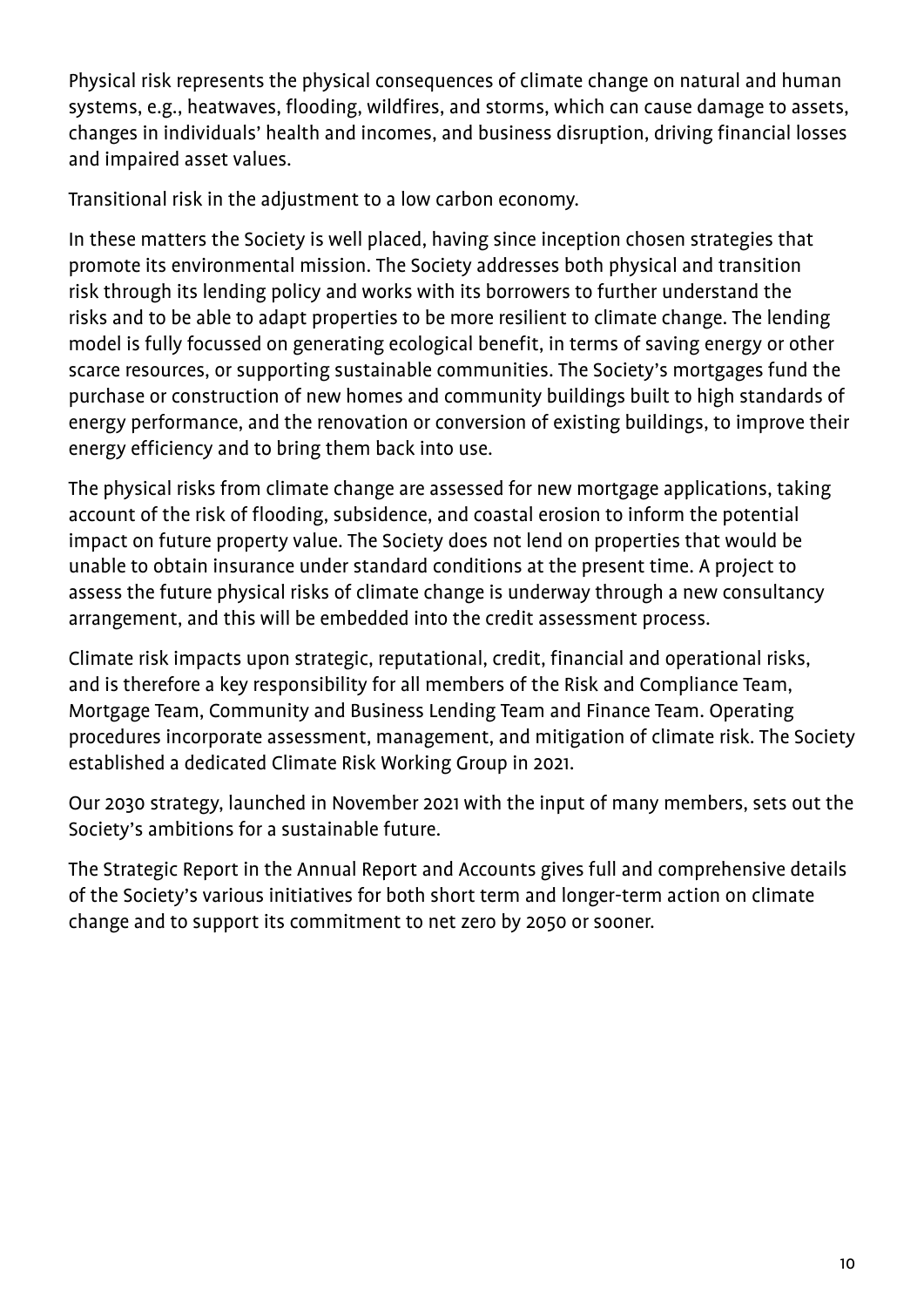Physical risk represents the physical consequences of climate change on natural and human systems, e.g., heatwaves, flooding, wildfires, and storms, which can cause damage to assets, changes in individuals' health and incomes, and business disruption, driving financial losses and impaired asset values.

Transitional risk in the adjustment to a low carbon economy.

In these matters the Society is well placed, having since inception chosen strategies that promote its environmental mission. The Society addresses both physical and transition risk through its lending policy and works with its borrowers to further understand the risks and to be able to adapt properties to be more resilient to climate change. The lending model is fully focussed on generating ecological benefit, in terms of saving energy or other scarce resources, or supporting sustainable communities. The Society's mortgages fund the purchase or construction of new homes and community buildings built to high standards of energy performance, and the renovation or conversion of existing buildings, to improve their energy efficiency and to bring them back into use.

The physical risks from climate change are assessed for new mortgage applications, taking account of the risk of flooding, subsidence, and coastal erosion to inform the potential impact on future property value. The Society does not lend on properties that would be unable to obtain insurance under standard conditions at the present time. A project to assess the future physical risks of climate change is underway through a new consultancy arrangement, and this will be embedded into the credit assessment process.

Climate risk impacts upon strategic, reputational, credit, financial and operational risks, and is therefore a key responsibility for all members of the Risk and Compliance Team, Mortgage Team, Community and Business Lending Team and Finance Team. Operating procedures incorporate assessment, management, and mitigation of climate risk. The Society established a dedicated Climate Risk Working Group in 2021.

Our 2030 strategy, launched in November 2021 with the input of many members, sets out the Society's ambitions for a sustainable future.

The Strategic Report in the Annual Report and Accounts gives full and comprehensive details of the Society's various initiatives for both short term and longer-term action on climate change and to support its commitment to net zero by 2050 or sooner.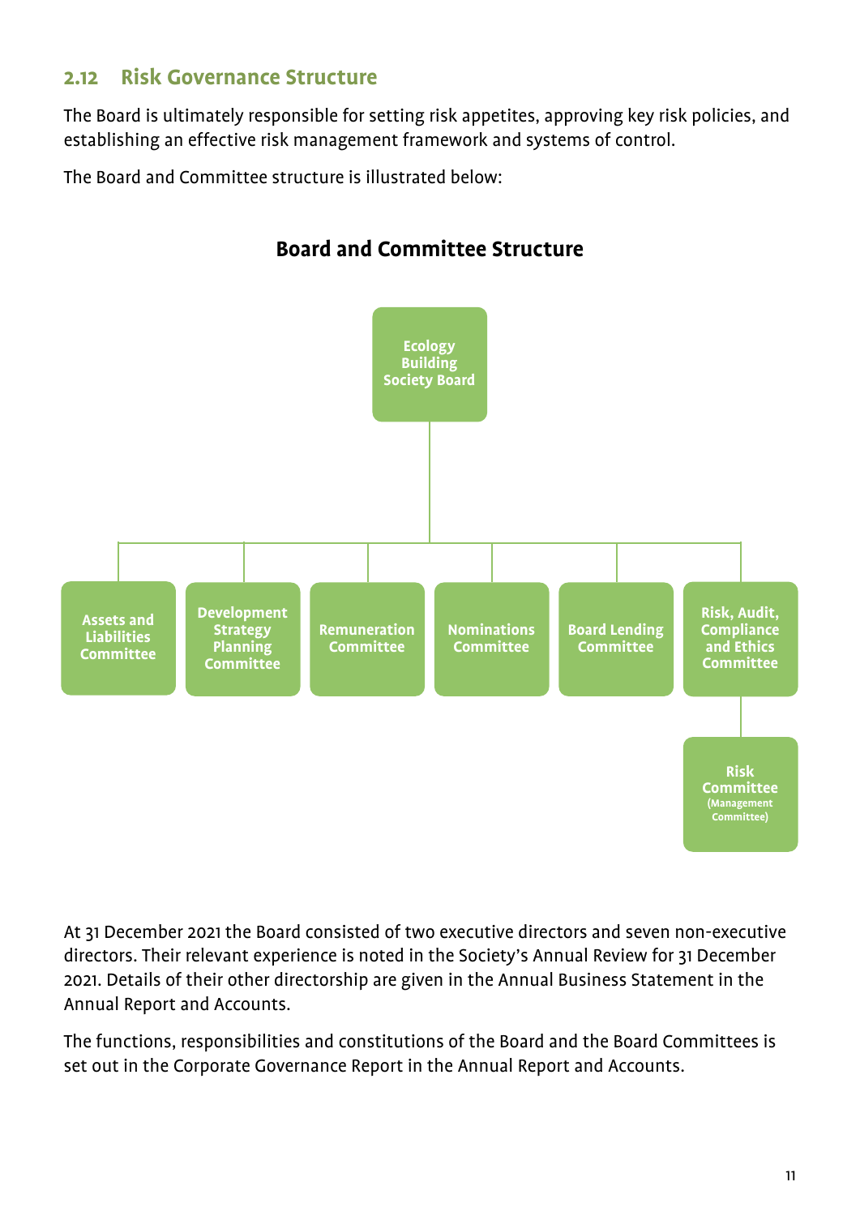## 2.12 Risk Governance Structure

The Board is ultimately responsible for setting risk appetites, approving key risk policies, and establishing an effective risk management framework and systems of control.

The Board and Committee structure is illustrated below:

**Board and Committee Structure**

- Ecology Building Society Board
  - Assets and Liabilities Committee
  - Development Strategy Planning Committee
  - Remuneration Committee
  - Nominations Committee
  - Board Lending Committee
  - Risk, Audit, Compliance and Ethics Committee
    - Risk Committee (Management Committee)

At 31 December 2021 the Board consisted of two executive directors and seven non-executive directors. Their relevant experience is noted in the Society's Annual Review for 31 December 2021. Details of their other directorship are given in the Annual Business Statement in the Annual Report and Accounts.

The functions, responsibilities and constitutions of the Board and the Board Committees is set out in the Corporate Governance Report in the Annual Report and Accounts.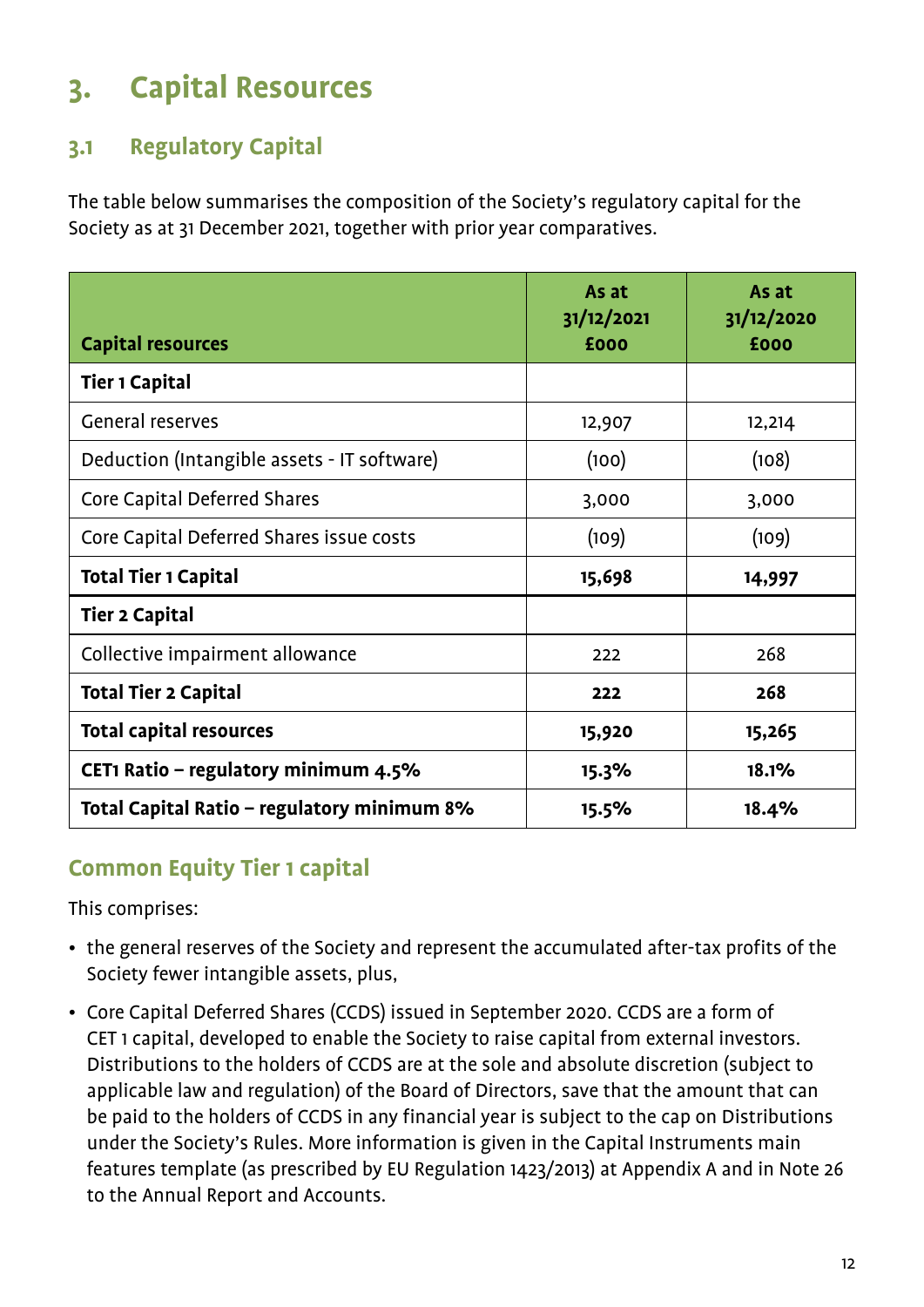# 3. Capital Resources

## 3.1 Regulatory Capital

The table below summarises the composition of the Society's regulatory capital for the Society as at 31 December 2021, together with prior year comparatives.

| Capital resources | As at 31/12/2021 £000 | As at 31/12/2020 £000 |
|---|---|---|
| **Tier 1 Capital** | | |
| General reserves | 12,907 | 12,214 |
| Deduction (Intangible assets - IT software) | (100) | (108) |
| Core Capital Deferred Shares | 3,000 | 3,000 |
| Core Capital Deferred Shares issue costs | (109) | (109) |
| **Total Tier 1 Capital** | **15,698** | **14,997** |
| **Tier 2 Capital** | | |
| Collective impairment allowance | 222 | 268 |
| **Total Tier 2 Capital** | **222** | **268** |
| **Total capital resources** | **15,920** | **15,265** |
| **CET1 Ratio – regulatory minimum 4.5%** | **15.3%** | **18.1%** |
| **Total Capital Ratio – regulatory minimum 8%** | **15.5%** | **18.4%** |

### Common Equity Tier 1 capital

This comprises:

- the general reserves of the Society and represent the accumulated after-tax profits of the Society fewer intangible assets, plus,
- Core Capital Deferred Shares (CCDS) issued in September 2020. CCDS are a form of CET 1 capital, developed to enable the Society to raise capital from external investors. Distributions to the holders of CCDS are at the sole and absolute discretion (subject to applicable law and regulation) of the Board of Directors, save that the amount that can be paid to the holders of CCDS in any financial year is subject to the cap on Distributions under the Society's Rules. More information is given in the Capital Instruments main features template (as prescribed by EU Regulation 1423/2013) at Appendix A and in Note 26 to the Annual Report and Accounts.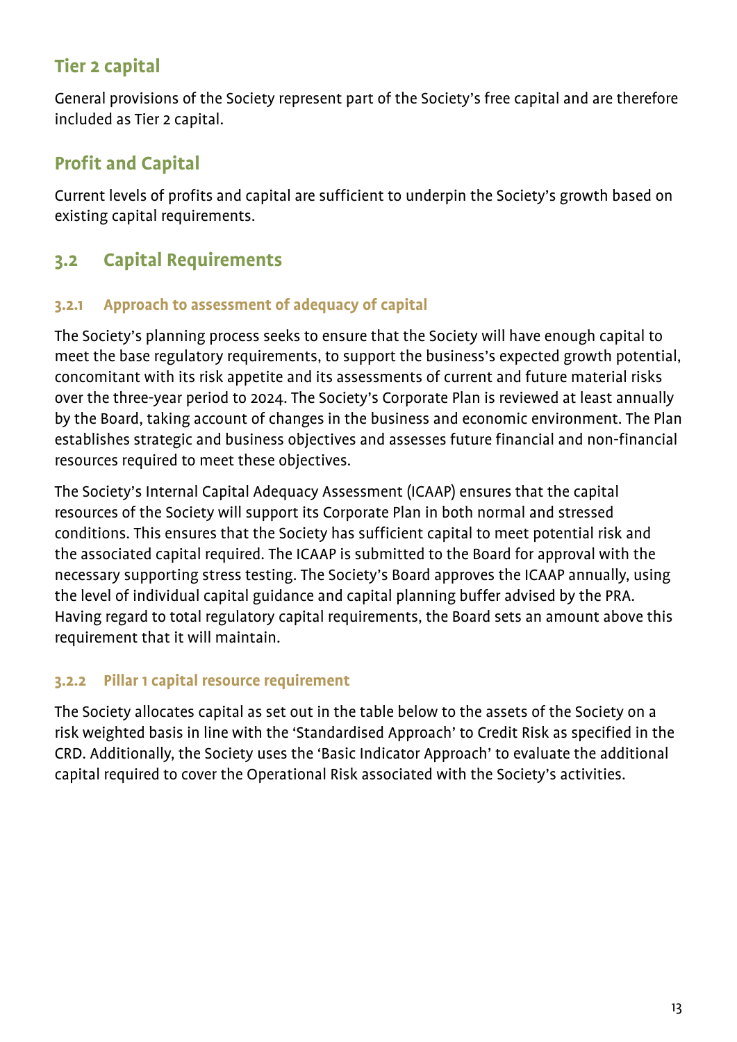### Tier 2 capital

General provisions of the Society represent part of the Society's free capital and are therefore included as Tier 2 capital.

### Profit and Capital

Current levels of profits and capital are sufficient to underpin the Society's growth based on existing capital requirements.

## 3.2 Capital Requirements

### 3.2.1 Approach to assessment of adequacy of capital

The Society's planning process seeks to ensure that the Society will have enough capital to meet the base regulatory requirements, to support the business's expected growth potential, concomitant with its risk appetite and its assessments of current and future material risks over the three-year period to 2024. The Society's Corporate Plan is reviewed at least annually by the Board, taking account of changes in the business and economic environment. The Plan establishes strategic and business objectives and assesses future financial and non-financial resources required to meet these objectives.

The Society's Internal Capital Adequacy Assessment (ICAAP) ensures that the capital resources of the Society will support its Corporate Plan in both normal and stressed conditions. This ensures that the Society has sufficient capital to meet potential risk and the associated capital required. The ICAAP is submitted to the Board for approval with the necessary supporting stress testing. The Society's Board approves the ICAAP annually, using the level of individual capital guidance and capital planning buffer advised by the PRA. Having regard to total regulatory capital requirements, the Board sets an amount above this requirement that it will maintain.

### 3.2.2 Pillar 1 capital resource requirement

The Society allocates capital as set out in the table below to the assets of the Society on a risk weighted basis in line with the 'Standardised Approach' to Credit Risk as specified in the CRD. Additionally, the Society uses the 'Basic Indicator Approach' to evaluate the additional capital required to cover the Operational Risk associated with the Society's activities.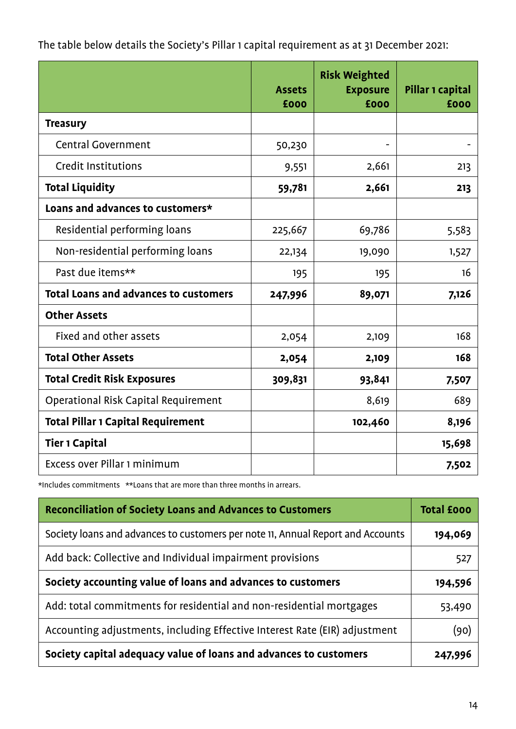The table below details the Society's Pillar 1 capital requirement as at 31 December 2021:

| | Assets £000 | Risk Weighted Exposure £000 | Pillar 1 capital £000 |
|---|---|---|---|
| **Treasury** | | | |
| Central Government | 50,230 | - | - |
| Credit Institutions | 9,551 | 2,661 | 213 |
| **Total Liquidity** | **59,781** | **2,661** | **213** |
| **Loans and advances to customers*** | | | |
| Residential performing loans | 225,667 | 69,786 | 5,583 |
| Non-residential performing loans | 22,134 | 19,090 | 1,527 |
| Past due items** | 195 | 195 | 16 |
| **Total Loans and advances to customers** | **247,996** | **89,071** | **7,126** |
| **Other Assets** | | | |
| Fixed and other assets | 2,054 | 2,109 | 168 |
| **Total Other Assets** | **2,054** | **2,109** | **168** |
| **Total Credit Risk Exposures** | **309,831** | **93,841** | **7,507** |
| Operational Risk Capital Requirement | | 8,619 | 689 |
| **Total Pillar 1 Capital Requirement** | | **102,460** | **8,196** |
| **Tier 1 Capital** | | | **15,698** |
| Excess over Pillar 1 minimum | | | **7,502** |

*Includes commitments **Loans that are more than three months in arrears.

| Reconciliation of Society Loans and Advances to Customers | Total £000 |
|---|---|
| Society loans and advances to customers per note 11, Annual Report and Accounts | **194,069** |
| Add back: Collective and Individual impairment provisions | 527 |
| **Society accounting value of loans and advances to customers** | **194,596** |
| Add: total commitments for residential and non-residential mortgages | 53,490 |
| Accounting adjustments, including Effective Interest Rate (EIR) adjustment | (90) |
| **Society capital adequacy value of loans and advances to customers** | **247,996** |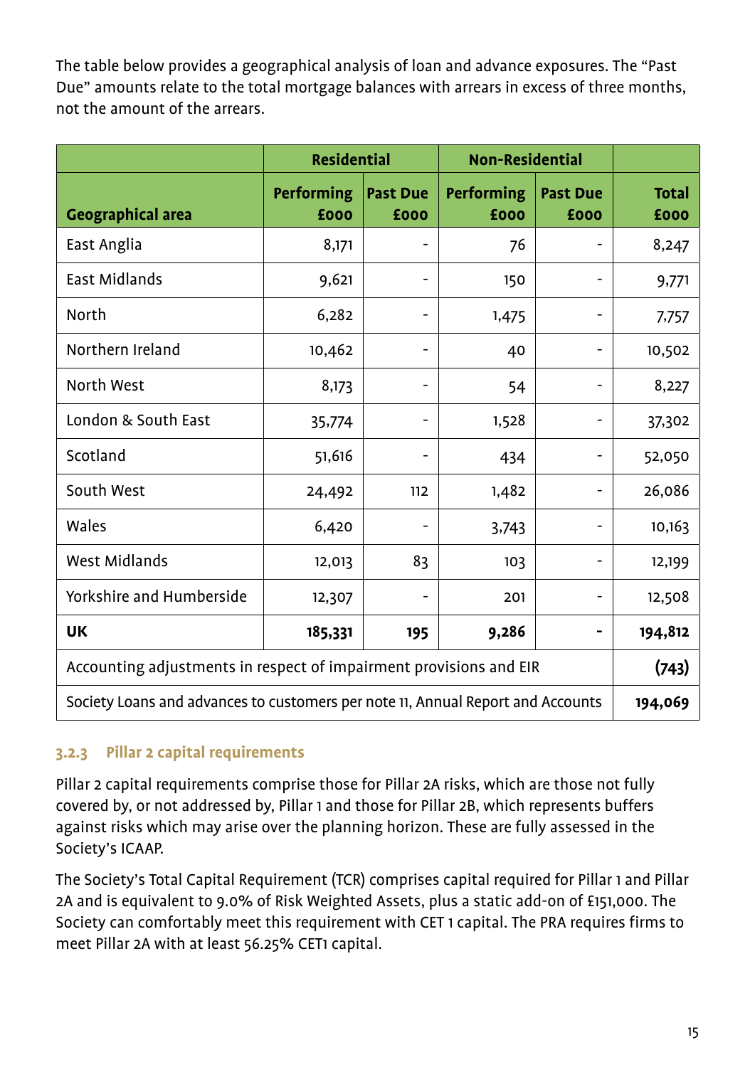The table below provides a geographical analysis of loan and advance exposures. The "Past Due" amounts relate to the total mortgage balances with arrears in excess of three months, not the amount of the arrears.

| | Residential | | Non-Residential | | |
|---|---|---|---|---|---|
| **Geographical area** | **Performing £000** | **Past Due £000** | **Performing £000** | **Past Due £000** | **Total £000** |
| East Anglia | 8,171 | - | 76 | - | 8,247 |
| East Midlands | 9,621 | - | 150 | - | 9,771 |
| North | 6,282 | - | 1,475 | - | 7,757 |
| Northern Ireland | 10,462 | - | 40 | - | 10,502 |
| North West | 8,173 | - | 54 | - | 8,227 |
| London & South East | 35,774 | - | 1,528 | - | 37,302 |
| Scotland | 51,616 | - | 434 | - | 52,050 |
| South West | 24,492 | 112 | 1,482 | - | 26,086 |
| Wales | 6,420 | - | 3,743 | - | 10,163 |
| West Midlands | 12,013 | 83 | 103 | - | 12,199 |
| Yorkshire and Humberside | 12,307 | - | 201 | - | 12,508 |
| **UK** | **185,331** | **195** | **9,286** | **-** | **194,812** |
| Accounting adjustments in respect of impairment provisions and EIR | | | | | **(743)** |
| Society Loans and advances to customers per note 11, Annual Report and Accounts | | | | | **194,069** |

### 3.2.3 Pillar 2 capital requirements

Pillar 2 capital requirements comprise those for Pillar 2A risks, which are those not fully covered by, or not addressed by, Pillar 1 and those for Pillar 2B, which represents buffers against risks which may arise over the planning horizon. These are fully assessed in the Society's ICAAP.

The Society's Total Capital Requirement (TCR) comprises capital required for Pillar 1 and Pillar 2A and is equivalent to 9.0% of Risk Weighted Assets, plus a static add-on of £151,000. The Society can comfortably meet this requirement with CET 1 capital. The PRA requires firms to meet Pillar 2A with at least 56.25% CET1 capital.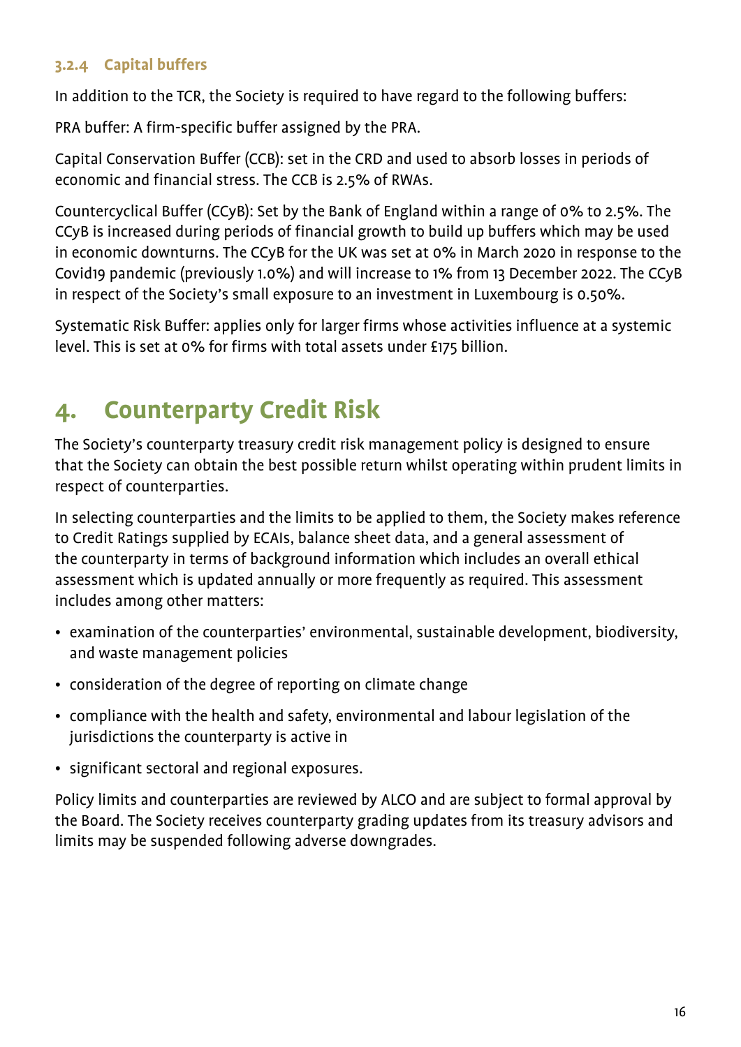### 3.2.4 Capital buffers

In addition to the TCR, the Society is required to have regard to the following buffers:

PRA buffer: A firm-specific buffer assigned by the PRA.

Capital Conservation Buffer (CCB): set in the CRD and used to absorb losses in periods of economic and financial stress. The CCB is 2.5% of RWAs.

Countercyclical Buffer (CCyB): Set by the Bank of England within a range of 0% to 2.5%. The CCyB is increased during periods of financial growth to build up buffers which may be used in economic downturns. The CCyB for the UK was set at 0% in March 2020 in response to the Covid19 pandemic (previously 1.0%) and will increase to 1% from 13 December 2022. The CCyB in respect of the Society's small exposure to an investment in Luxembourg is 0.50%.

Systematic Risk Buffer: applies only for larger firms whose activities influence at a systemic level. This is set at 0% for firms with total assets under £175 billion.

# 4. Counterparty Credit Risk

The Society's counterparty treasury credit risk management policy is designed to ensure that the Society can obtain the best possible return whilst operating within prudent limits in respect of counterparties.

In selecting counterparties and the limits to be applied to them, the Society makes reference to Credit Ratings supplied by ECAIs, balance sheet data, and a general assessment of the counterparty in terms of background information which includes an overall ethical assessment which is updated annually or more frequently as required. This assessment includes among other matters:

- examination of the counterparties' environmental, sustainable development, biodiversity, and waste management policies
- consideration of the degree of reporting on climate change
- compliance with the health and safety, environmental and labour legislation of the jurisdictions the counterparty is active in
- significant sectoral and regional exposures.

Policy limits and counterparties are reviewed by ALCO and are subject to formal approval by the Board. The Society receives counterparty grading updates from its treasury advisors and limits may be suspended following adverse downgrades.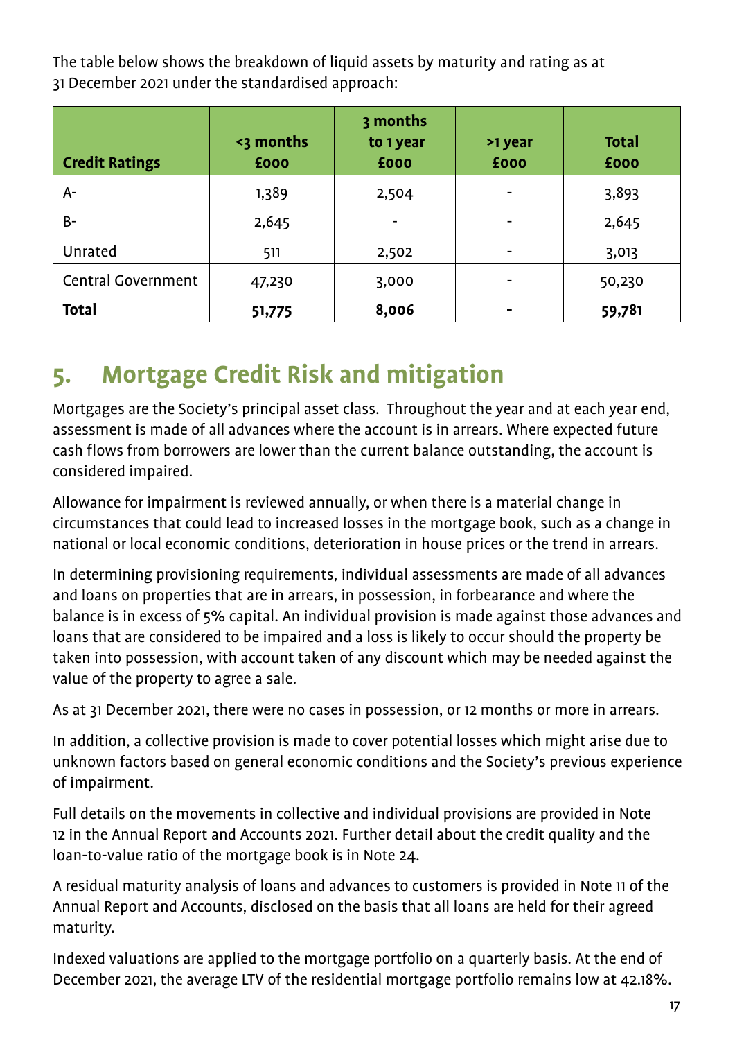The table below shows the breakdown of liquid assets by maturity and rating as at 31 December 2021 under the standardised approach:

| Credit Ratings | <3 months £000 | 3 months to 1 year £000 | >1 year £000 | Total £000 |
|---|---|---|---|---|
| A- | 1,389 | 2,504 | - | 3,893 |
| B- | 2,645 | - | - | 2,645 |
| Unrated | 511 | 2,502 | - | 3,013 |
| Central Government | 47,230 | 3,000 | - | 50,230 |
| **Total** | **51,775** | **8,006** | **-** | **59,781** |

## 5. Mortgage Credit Risk and mitigation

Mortgages are the Society's principal asset class. Throughout the year and at each year end, assessment is made of all advances where the account is in arrears. Where expected future cash flows from borrowers are lower than the current balance outstanding, the account is considered impaired.

Allowance for impairment is reviewed annually, or when there is a material change in circumstances that could lead to increased losses in the mortgage book, such as a change in national or local economic conditions, deterioration in house prices or the trend in arrears.

In determining provisioning requirements, individual assessments are made of all advances and loans on properties that are in arrears, in possession, in forbearance and where the balance is in excess of 5% capital. An individual provision is made against those advances and loans that are considered to be impaired and a loss is likely to occur should the property be taken into possession, with account taken of any discount which may be needed against the value of the property to agree a sale.

As at 31 December 2021, there were no cases in possession, or 12 months or more in arrears.

In addition, a collective provision is made to cover potential losses which might arise due to unknown factors based on general economic conditions and the Society's previous experience of impairment.

Full details on the movements in collective and individual provisions are provided in Note 12 in the Annual Report and Accounts 2021. Further detail about the credit quality and the loan-to-value ratio of the mortgage book is in Note 24.

A residual maturity analysis of loans and advances to customers is provided in Note 11 of the Annual Report and Accounts, disclosed on the basis that all loans are held for their agreed maturity.

Indexed valuations are applied to the mortgage portfolio on a quarterly basis. At the end of December 2021, the average LTV of the residential mortgage portfolio remains low at 42.18%.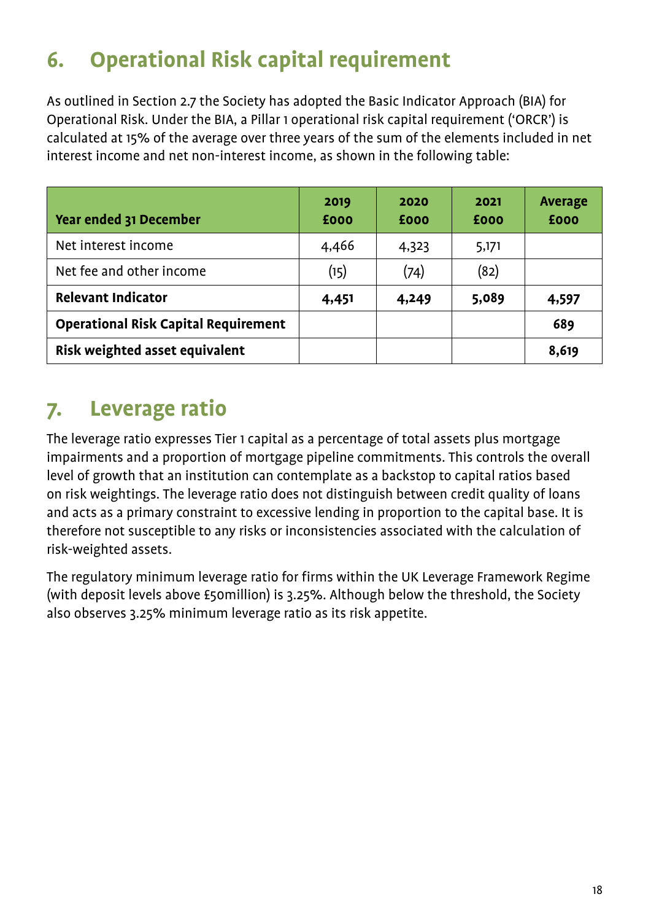# 6. Operational Risk capital requirement

As outlined in Section 2.7 the Society has adopted the Basic Indicator Approach (BIA) for Operational Risk. Under the BIA, a Pillar 1 operational risk capital requirement ('ORCR') is calculated at 15% of the average over three years of the sum of the elements included in net interest income and net non-interest income, as shown in the following table:

| Year ended 31 December | 2019 £000 | 2020 £000 | 2021 £000 | Average £000 |
|---|---|---|---|---|
| Net interest income | 4,466 | 4,323 | 5,171 | |
| Net fee and other income | (15) | (74) | (82) | |
| **Relevant Indicator** | **4,451** | **4,249** | **5,089** | **4,597** |
| **Operational Risk Capital Requirement** | | | | **689** |
| **Risk weighted asset equivalent** | | | | **8,619** |

# 7. Leverage ratio

The leverage ratio expresses Tier 1 capital as a percentage of total assets plus mortgage impairments and a proportion of mortgage pipeline commitments. This controls the overall level of growth that an institution can contemplate as a backstop to capital ratios based on risk weightings. The leverage ratio does not distinguish between credit quality of loans and acts as a primary constraint to excessive lending in proportion to the capital base. It is therefore not susceptible to any risks or inconsistencies associated with the calculation of risk-weighted assets.

The regulatory minimum leverage ratio for firms within the UK Leverage Framework Regime (with deposit levels above £50million) is 3.25%. Although below the threshold, the Society also observes 3.25% minimum leverage ratio as its risk appetite.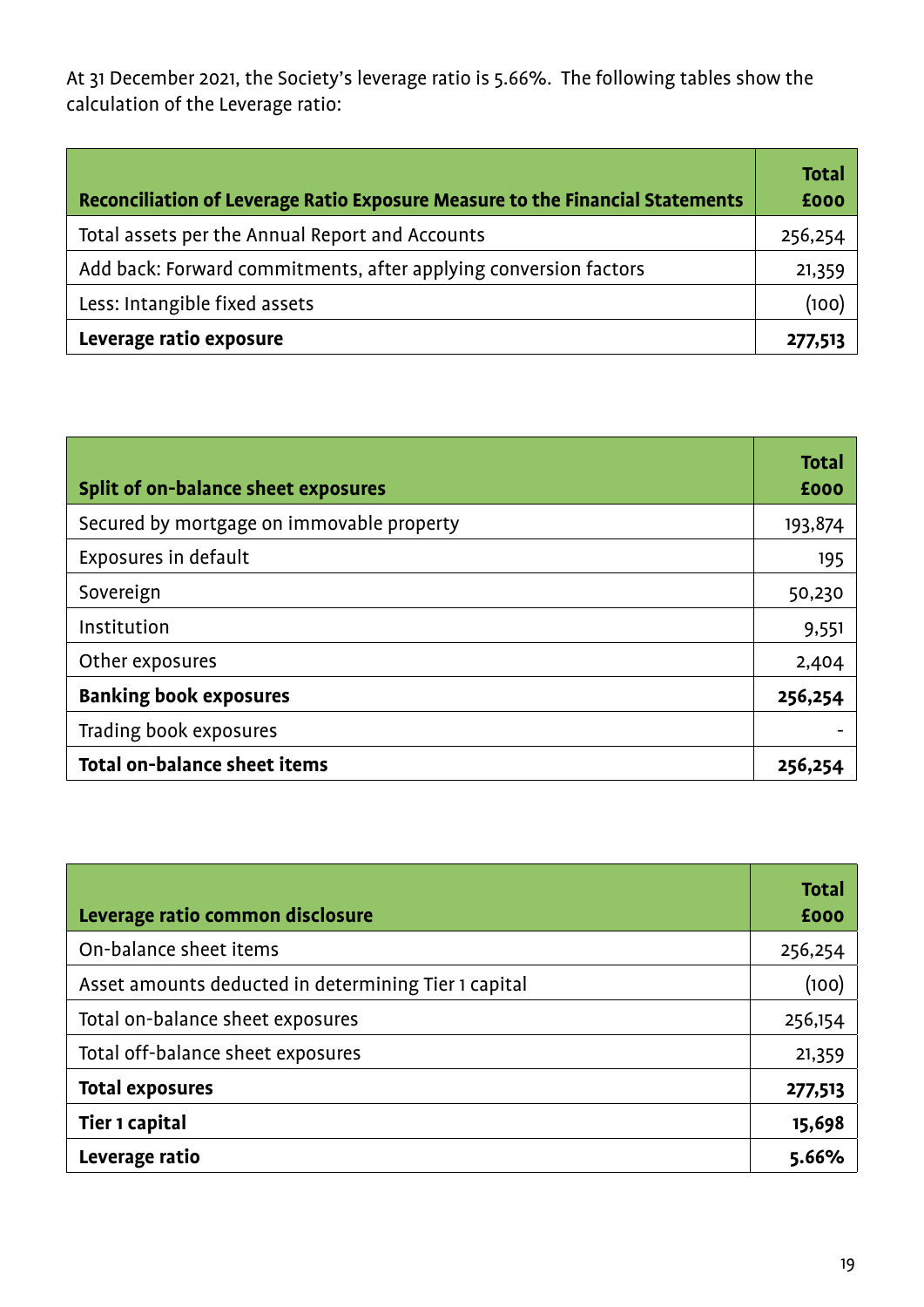At 31 December 2021, the Society's leverage ratio is 5.66%. The following tables show the calculation of the Leverage ratio:

| Reconciliation of Leverage Ratio Exposure Measure to the Financial Statements | Total £000 |
|---|---|
| Total assets per the Annual Report and Accounts | 256,254 |
| Add back: Forward commitments, after applying conversion factors | 21,359 |
| Less: Intangible fixed assets | (100) |
| **Leverage ratio exposure** | **277,513** |

| Split of on-balance sheet exposures | Total £000 |
|---|---|
| Secured by mortgage on immovable property | 193,874 |
| Exposures in default | 195 |
| Sovereign | 50,230 |
| Institution | 9,551 |
| Other exposures | 2,404 |
| **Banking book exposures** | **256,254** |
| Trading book exposures | - |
| **Total on-balance sheet items** | **256,254** |

| Leverage ratio common disclosure | Total £000 |
|---|---|
| On-balance sheet items | 256,254 |
| Asset amounts deducted in determining Tier 1 capital | (100) |
| Total on-balance sheet exposures | 256,154 |
| Total off-balance sheet exposures | 21,359 |
| **Total exposures** | **277,513** |
| **Tier 1 capital** | **15,698** |
| **Leverage ratio** | **5.66%** |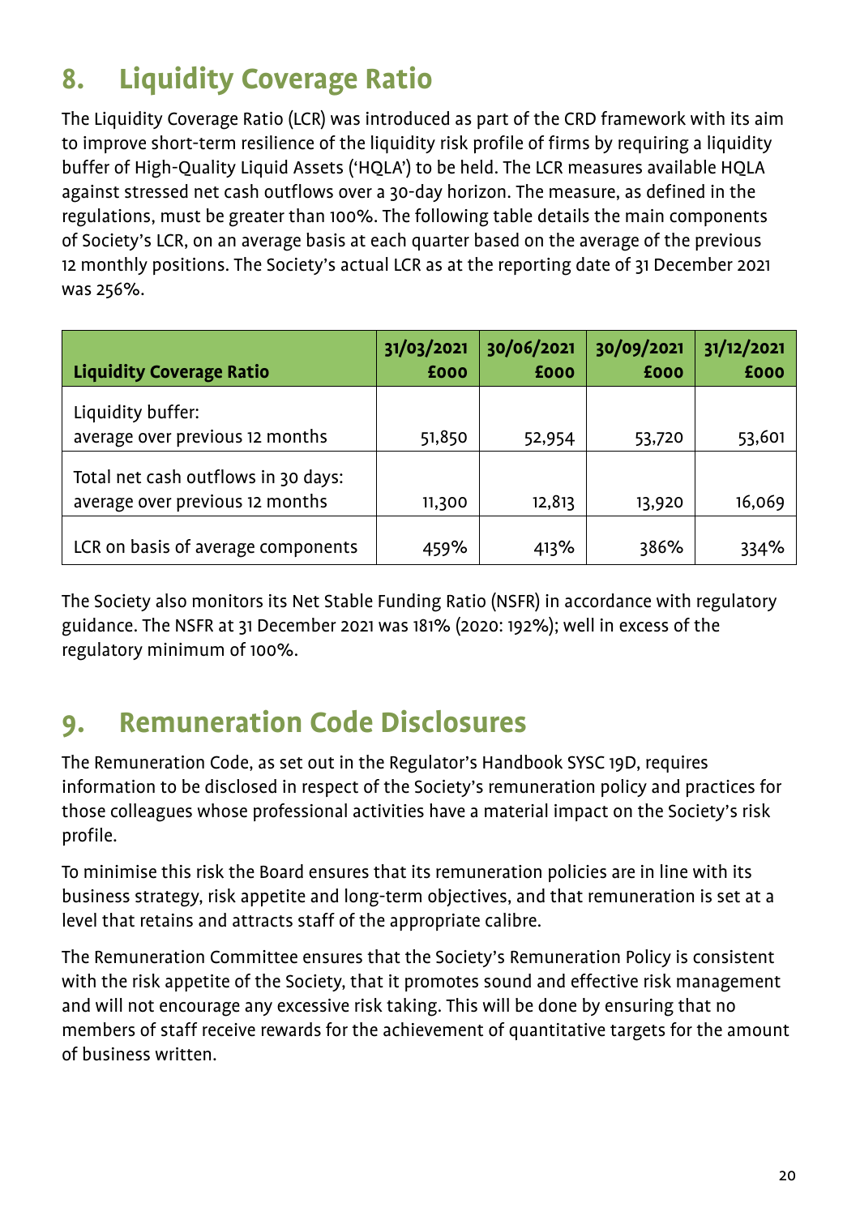## 8. Liquidity Coverage Ratio

The Liquidity Coverage Ratio (LCR) was introduced as part of the CRD framework with its aim to improve short-term resilience of the liquidity risk profile of firms by requiring a liquidity buffer of High-Quality Liquid Assets ('HQLA') to be held. The LCR measures available HQLA against stressed net cash outflows over a 30-day horizon. The measure, as defined in the regulations, must be greater than 100%. The following table details the main components of Society's LCR, on an average basis at each quarter based on the average of the previous 12 monthly positions. The Society's actual LCR as at the reporting date of 31 December 2021 was 256%.

| Liquidity Coverage Ratio | 31/03/2021 £000 | 30/06/2021 £000 | 30/09/2021 £000 | 31/12/2021 £000 |
|---|---|---|---|---|
| Liquidity buffer: average over previous 12 months | 51,850 | 52,954 | 53,720 | 53,601 |
| Total net cash outflows in 30 days: average over previous 12 months | 11,300 | 12,813 | 13,920 | 16,069 |
| LCR on basis of average components | 459% | 413% | 386% | 334% |

The Society also monitors its Net Stable Funding Ratio (NSFR) in accordance with regulatory guidance. The NSFR at 31 December 2021 was 181% (2020: 192%); well in excess of the regulatory minimum of 100%.

## 9. Remuneration Code Disclosures

The Remuneration Code, as set out in the Regulator's Handbook SYSC 19D, requires information to be disclosed in respect of the Society's remuneration policy and practices for those colleagues whose professional activities have a material impact on the Society's risk profile.

To minimise this risk the Board ensures that its remuneration policies are in line with its business strategy, risk appetite and long-term objectives, and that remuneration is set at a level that retains and attracts staff of the appropriate calibre.

The Remuneration Committee ensures that the Society's Remuneration Policy is consistent with the risk appetite of the Society, that it promotes sound and effective risk management and will not encourage any excessive risk taking. This will be done by ensuring that no members of staff receive rewards for the achievement of quantitative targets for the amount of business written.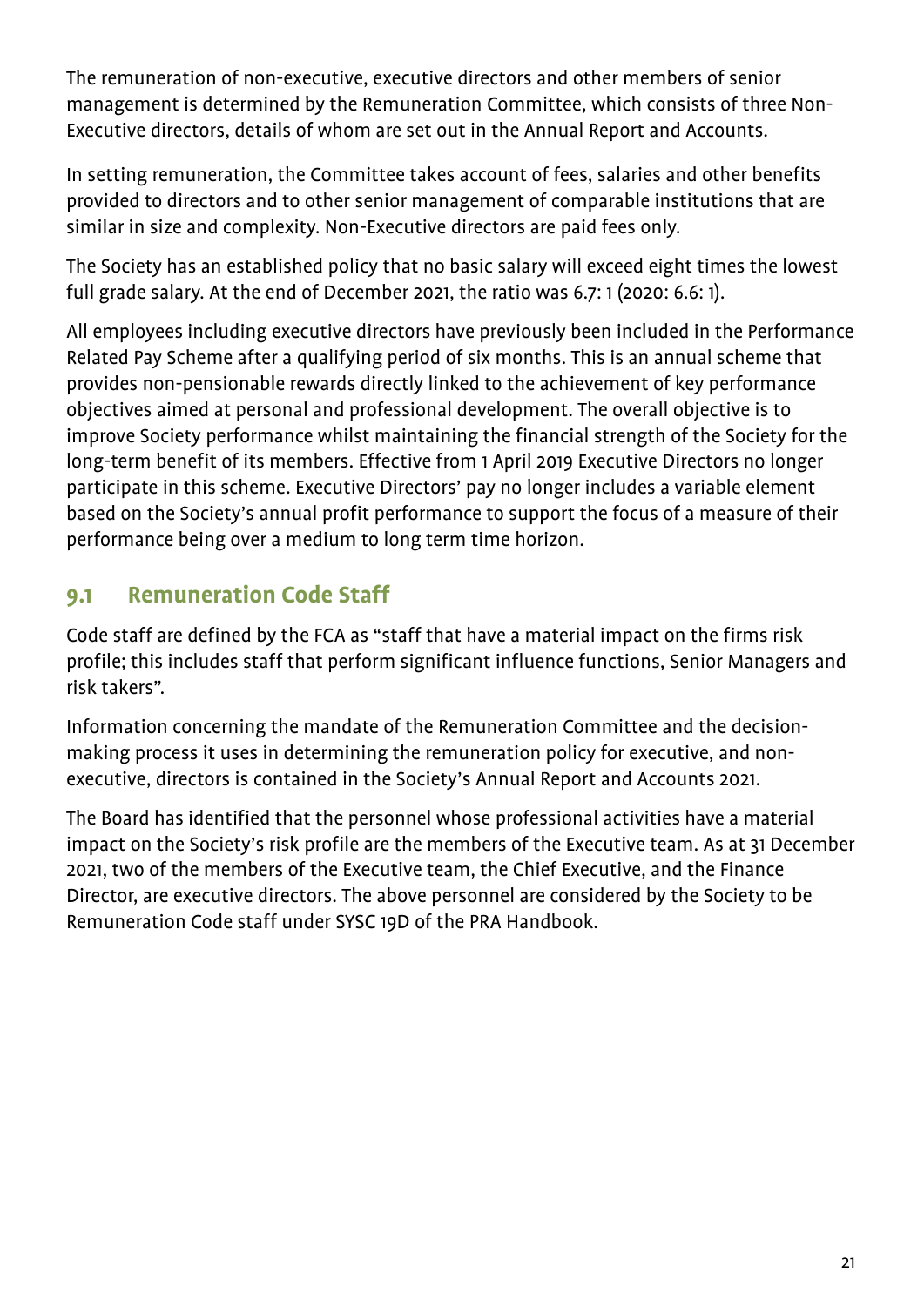The remuneration of non-executive, executive directors and other members of senior management is determined by the Remuneration Committee, which consists of three Non-Executive directors, details of whom are set out in the Annual Report and Accounts.

In setting remuneration, the Committee takes account of fees, salaries and other benefits provided to directors and to other senior management of comparable institutions that are similar in size and complexity. Non-Executive directors are paid fees only.

The Society has an established policy that no basic salary will exceed eight times the lowest full grade salary. At the end of December 2021, the ratio was 6.7: 1 (2020: 6.6: 1).

All employees including executive directors have previously been included in the Performance Related Pay Scheme after a qualifying period of six months. This is an annual scheme that provides non-pensionable rewards directly linked to the achievement of key performance objectives aimed at personal and professional development. The overall objective is to improve Society performance whilst maintaining the financial strength of the Society for the long-term benefit of its members. Effective from 1 April 2019 Executive Directors no longer participate in this scheme. Executive Directors' pay no longer includes a variable element based on the Society's annual profit performance to support the focus of a measure of their performance being over a medium to long term time horizon.

## 9.1 Remuneration Code Staff

Code staff are defined by the FCA as "staff that have a material impact on the firms risk profile; this includes staff that perform significant influence functions, Senior Managers and risk takers".

Information concerning the mandate of the Remuneration Committee and the decision-making process it uses in determining the remuneration policy for executive, and non-executive, directors is contained in the Society's Annual Report and Accounts 2021.

The Board has identified that the personnel whose professional activities have a material impact on the Society's risk profile are the members of the Executive team. As at 31 December 2021, two of the members of the Executive team, the Chief Executive, and the Finance Director, are executive directors. The above personnel are considered by the Society to be Remuneration Code staff under SYSC 19D of the PRA Handbook.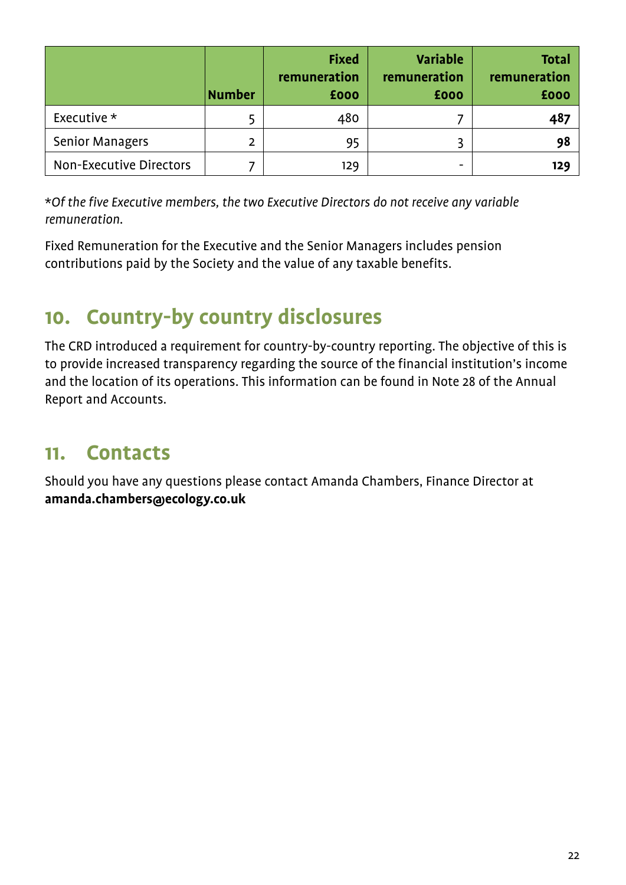| | Number | Fixed remuneration £000 | Variable remuneration £000 | Total remuneration £000 |
|---|---|---|---|---|
| Executive * | 5 | 480 | 7 | **487** |
| Senior Managers | 2 | 95 | 3 | **98** |
| Non-Executive Directors | 7 | 129 | - | **129** |

**Of the five Executive members, the two Executive Directors do not receive any variable remuneration.*

Fixed Remuneration for the Executive and the Senior Managers includes pension contributions paid by the Society and the value of any taxable benefits.

## 10. Country-by country disclosures

The CRD introduced a requirement for country-by-country reporting. The objective of this is to provide increased transparency regarding the source of the financial institution's income and the location of its operations. This information can be found in Note 28 of the Annual Report and Accounts.

## 11. Contacts

Should you have any questions please contact Amanda Chambers, Finance Director at **amanda.chambers@ecology.co.uk**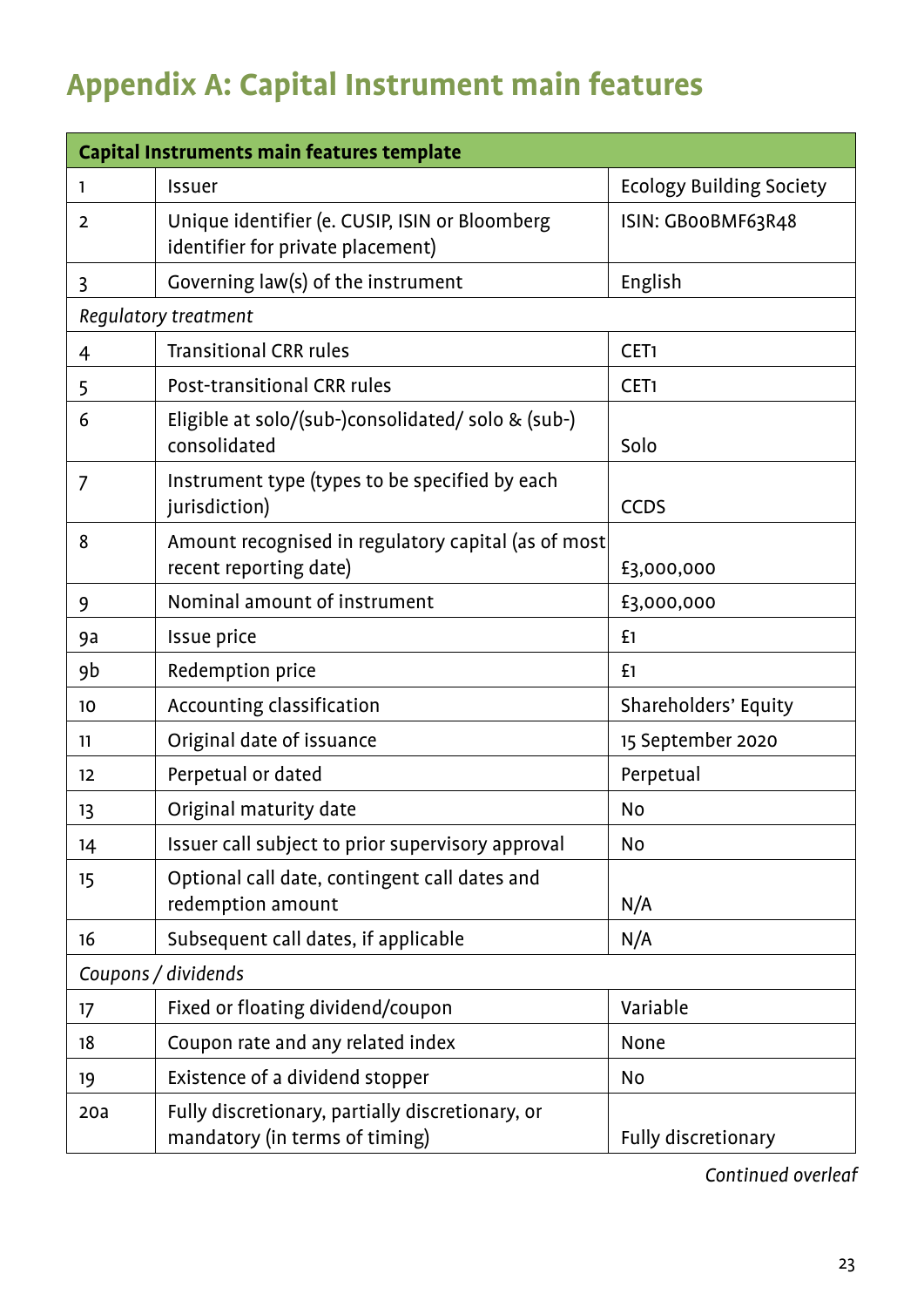# Appendix A: Capital Instrument main features

| Capital Instruments main features template | | |
|---|---|---|
| 1 | Issuer | Ecology Building Society |
| 2 | Unique identifier (e. CUSIP, ISIN or Bloomberg identifier for private placement) | ISIN: GB00BMF63R48 |
| 3 | Governing law(s) of the instrument | English |
| *Regulatory treatment* | | |
| 4 | Transitional CRR rules | CET1 |
| 5 | Post-transitional CRR rules | CET1 |
| 6 | Eligible at solo/(sub-)consolidated/ solo & (sub-) consolidated | Solo |
| 7 | Instrument type (types to be specified by each jurisdiction) | CCDS |
| 8 | Amount recognised in regulatory capital (as of most recent reporting date) | £3,000,000 |
| 9 | Nominal amount of instrument | £3,000,000 |
| 9a | Issue price | £1 |
| 9b | Redemption price | £1 |
| 10 | Accounting classification | Shareholders' Equity |
| 11 | Original date of issuance | 15 September 2020 |
| 12 | Perpetual or dated | Perpetual |
| 13 | Original maturity date | No |
| 14 | Issuer call subject to prior supervisory approval | No |
| 15 | Optional call date, contingent call dates and redemption amount | N/A |
| 16 | Subsequent call dates, if applicable | N/A |
| *Coupons / dividends* | | |
| 17 | Fixed or floating dividend/coupon | Variable |
| 18 | Coupon rate and any related index | None |
| 19 | Existence of a dividend stopper | No |
| 20a | Fully discretionary, partially discretionary, or mandatory (in terms of timing) | Fully discretionary |

*Continued overleaf*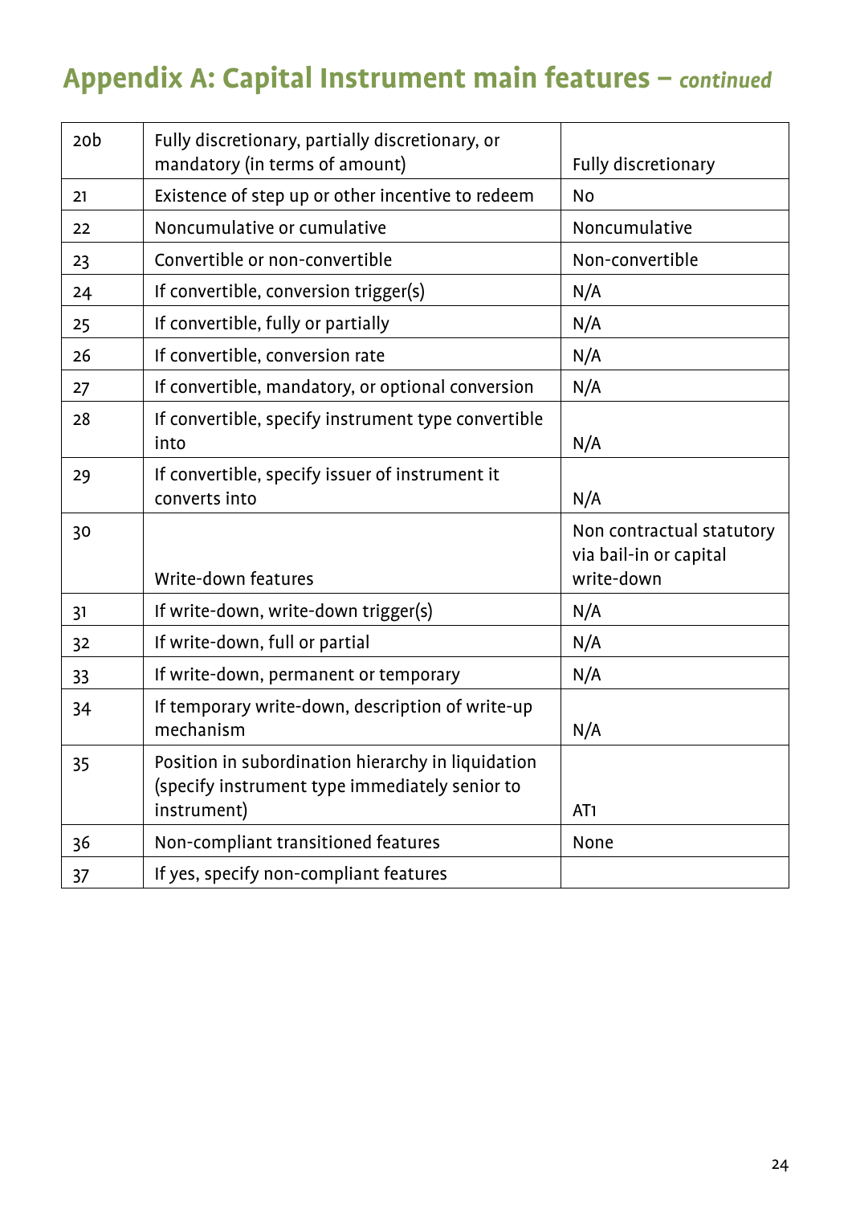## Appendix A: Capital Instrument main features – *continued*

| | | |
|---|---|---|
| 20b | Fully discretionary, partially discretionary, or mandatory (in terms of amount) | Fully discretionary |
| 21 | Existence of step up or other incentive to redeem | No |
| 22 | Noncumulative or cumulative | Noncumulative |
| 23 | Convertible or non-convertible | Non-convertible |
| 24 | If convertible, conversion trigger(s) | N/A |
| 25 | If convertible, fully or partially | N/A |
| 26 | If convertible, conversion rate | N/A |
| 27 | If convertible, mandatory, or optional conversion | N/A |
| 28 | If convertible, specify instrument type convertible into | N/A |
| 29 | If convertible, specify issuer of instrument it converts into | N/A |
| 30 | Write-down features | Non contractual statutory via bail-in or capital write-down |
| 31 | If write-down, write-down trigger(s) | N/A |
| 32 | If write-down, full or partial | N/A |
| 33 | If write-down, permanent or temporary | N/A |
| 34 | If temporary write-down, description of write-up mechanism | N/A |
| 35 | Position in subordination hierarchy in liquidation (specify instrument type immediately senior to instrument) | AT1 |
| 36 | Non-compliant transitioned features | None |
| 37 | If yes, specify non-compliant features | |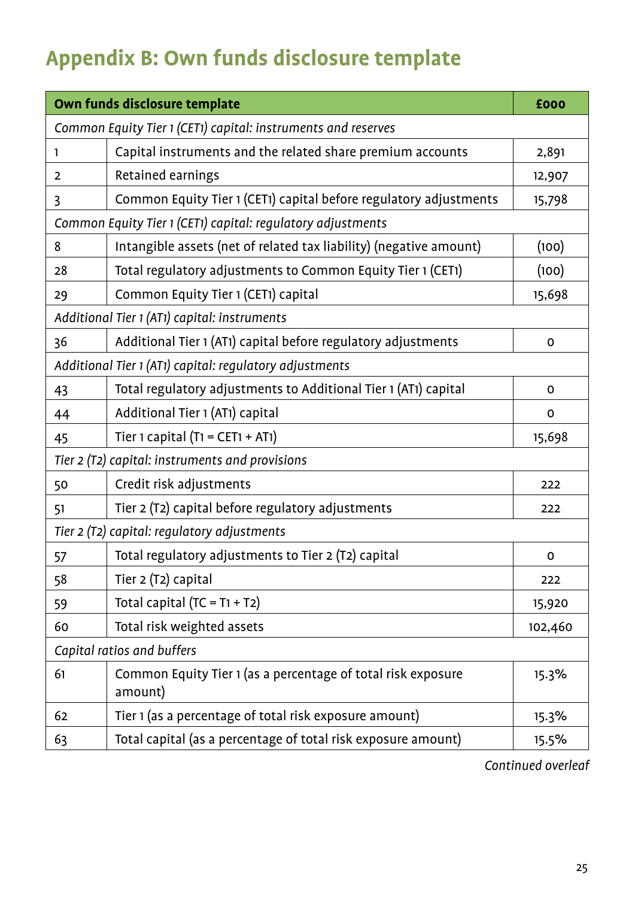# Appendix B: Own funds disclosure template

| Own funds disclosure template | | £000 |
|---|---|---|
| *Common Equity Tier 1 (CET1) capital: instruments and reserves* | | |
| 1 | Capital instruments and the related share premium accounts | 2,891 |
| 2 | Retained earnings | 12,907 |
| 3 | Common Equity Tier 1 (CET1) capital before regulatory adjustments | 15,798 |
| *Common Equity Tier 1 (CET1) capital: regulatory adjustments* | | |
| 8 | Intangible assets (net of related tax liability) (negative amount) | (100) |
| 28 | Total regulatory adjustments to Common Equity Tier 1 (CET1) | (100) |
| 29 | Common Equity Tier 1 (CET1) capital | 15,698 |
| *Additional Tier 1 (AT1) capital: instruments* | | |
| 36 | Additional Tier 1 (AT1) capital before regulatory adjustments | 0 |
| *Additional Tier 1 (AT1) capital: regulatory adjustments* | | |
| 43 | Total regulatory adjustments to Additional Tier 1 (AT1) capital | 0 |
| 44 | Additional Tier 1 (AT1) capital | 0 |
| 45 | Tier 1 capital (T1 = CET1 + AT1) | 15,698 |
| *Tier 2 (T2) capital: instruments and provisions* | | |
| 50 | Credit risk adjustments | 222 |
| 51 | Tier 2 (T2) capital before regulatory adjustments | 222 |
| *Tier 2 (T2) capital: regulatory adjustments* | | |
| 57 | Total regulatory adjustments to Tier 2 (T2) capital | 0 |
| 58 | Tier 2 (T2) capital | 222 |
| 59 | Total capital (TC = T1 + T2) | 15,920 |
| 60 | Total risk weighted assets | 102,460 |
| *Capital ratios and buffers* | | |
| 61 | Common Equity Tier 1 (as a percentage of total risk exposure amount) | 15.3% |
| 62 | Tier 1 (as a percentage of total risk exposure amount) | 15.3% |
| 63 | Total capital (as a percentage of total risk exposure amount) | 15.5% |

*Continued overleaf*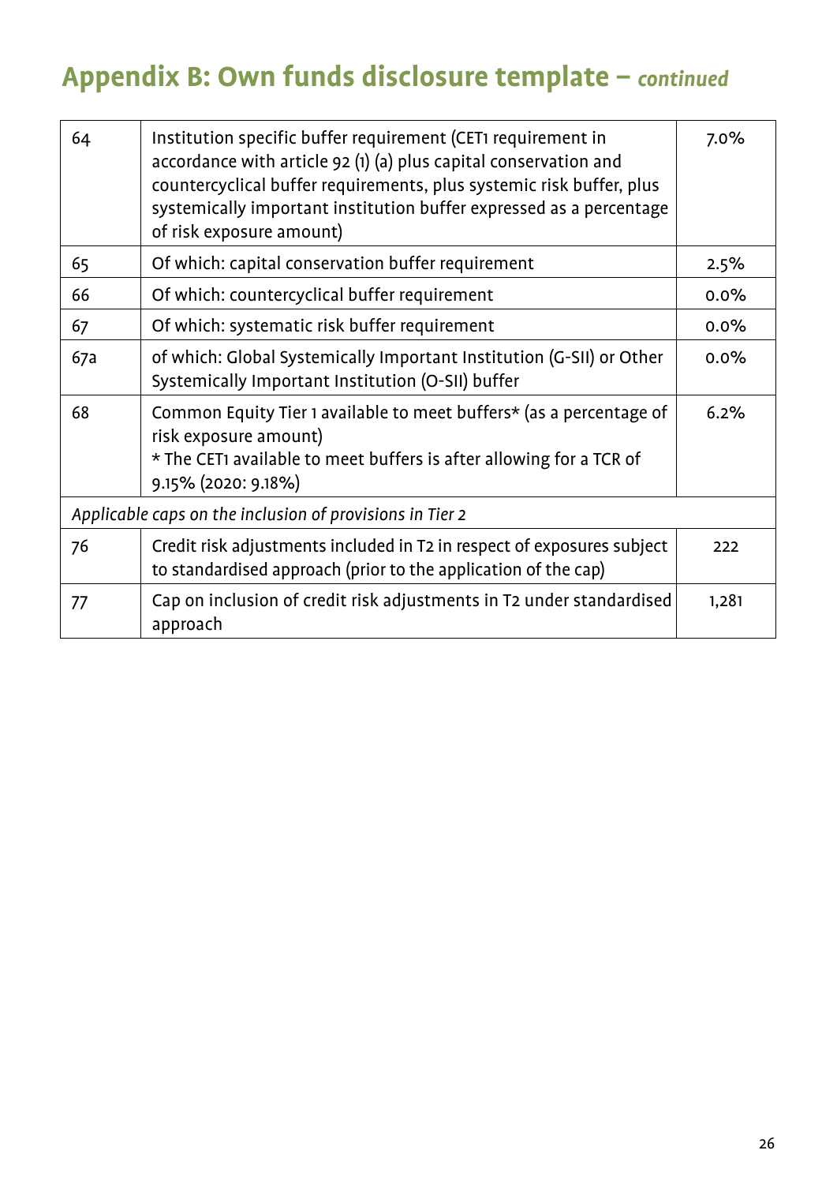# Appendix B: Own funds disclosure template – *continued*

| | | |
|---|---|---|
| 64 | Institution specific buffer requirement (CET1 requirement in accordance with article 92 (1) (a) plus capital conservation and countercyclical buffer requirements, plus systemic risk buffer, plus systemically important institution buffer expressed as a percentage of risk exposure amount) | 7.0% |
| 65 | Of which: capital conservation buffer requirement | 2.5% |
| 66 | Of which: countercyclical buffer requirement | 0.0% |
| 67 | Of which: systematic risk buffer requirement | 0.0% |
| 67a | of which: Global Systemically Important Institution (G-SII) or Other Systemically Important Institution (O-SII) buffer | 0.0% |
| 68 | Common Equity Tier 1 available to meet buffers* (as a percentage of risk exposure amount)<br>* The CET1 available to meet buffers is after allowing for a TCR of 9.15% (2020: 9.18%) | 6.2% |
| *Applicable caps on the inclusion of provisions in Tier 2* | | |
| 76 | Credit risk adjustments included in T2 in respect of exposures subject to standardised approach (prior to the application of the cap) | 222 |
| 77 | Cap on inclusion of credit risk adjustments in T2 under standardised approach | 1,281 |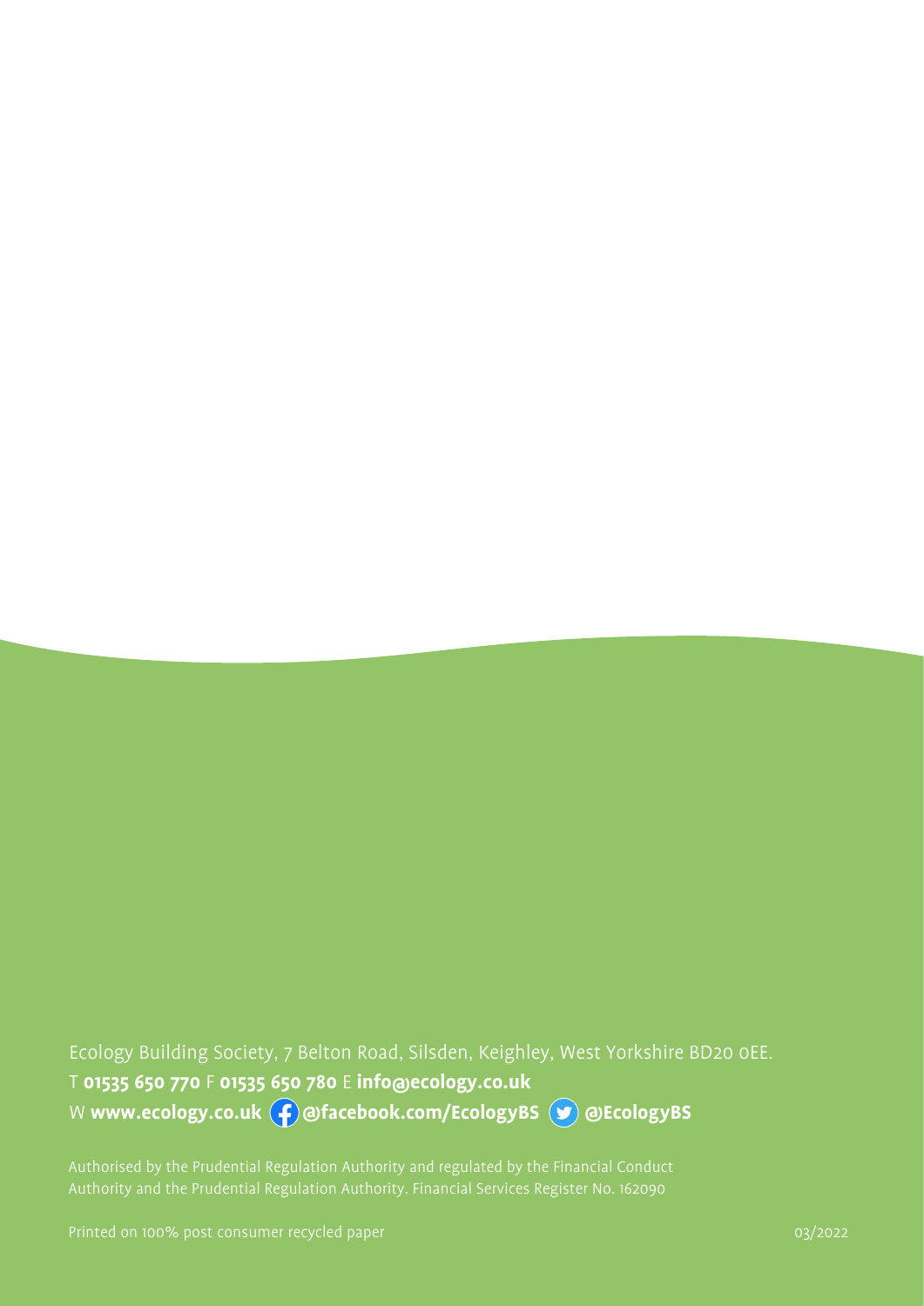Ecology Building Society, 7 Belton Road, Silsden, Keighley, West Yorkshire BD20 0EE.
T **01535 650 770** F **01535 650 780** E **info@ecology.co.uk**
W **www.ecology.co.uk** **@facebook.com/EcologyBS** **@EcologyBS**

Authorised by the Prudential Regulation Authority and regulated by the Financial Conduct Authority and the Prudential Regulation Authority. Financial Services Register No. 162090

Printed on 100% post consumer recycled paper

03/2022